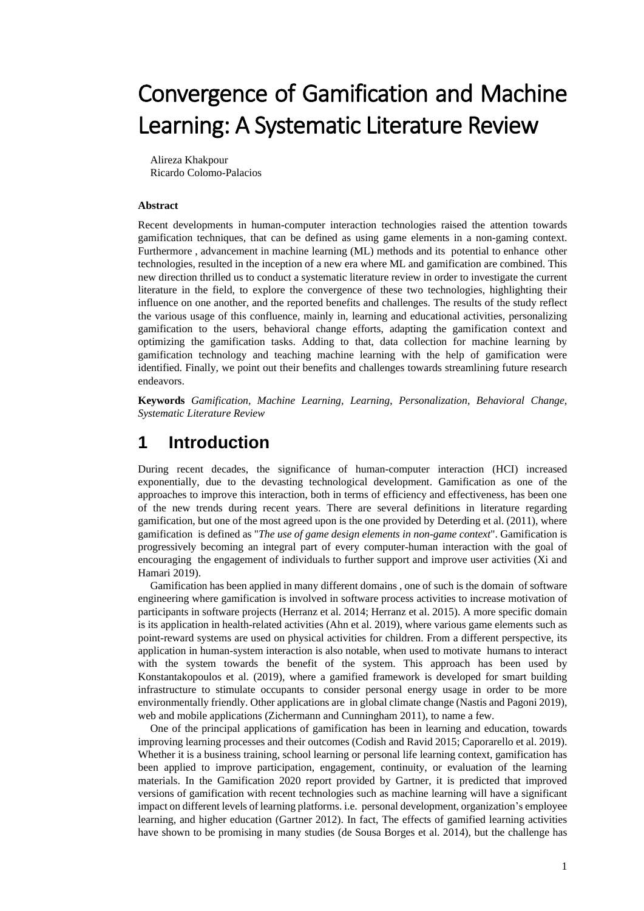# Convergence of Gamification and Machine Learning: A Systematic Literature Review

Alireza Khakpour
Ricardo Colomo-Palacios

**Abstract**

Recent developments in human-computer interaction technologies raised the attention towards gamification techniques, that can be defined as using game elements in a non-gaming context. Furthermore , advancement in machine learning (ML) methods and its potential to enhance other technologies, resulted in the inception of a new era where ML and gamification are combined. This new direction thrilled us to conduct a systematic literature review in order to investigate the current literature in the field, to explore the convergence of these two technologies, highlighting their influence on one another, and the reported benefits and challenges. The results of the study reflect the various usage of this confluence, mainly in, learning and educational activities, personalizing gamification to the users, behavioral change efforts, adapting the gamification context and optimizing the gamification tasks. Adding to that, data collection for machine learning by gamification technology and teaching machine learning with the help of gamification were identified. Finally, we point out their benefits and challenges towards streamlining future research endeavors.

**Keywords** *Gamification, Machine Learning, Learning, Personalization, Behavioral Change, Systematic Literature Review*

## 1 Introduction

During recent decades, the significance of human-computer interaction (HCI) increased exponentially, due to the devasting technological development. Gamification as one of the approaches to improve this interaction, both in terms of efficiency and effectiveness, has been one of the new trends during recent years. There are several definitions in literature regarding gamification, but one of the most agreed upon is the one provided by Deterding et al. (2011), where gamification is defined as "*The use of game design elements in non-game context*". Gamification is progressively becoming an integral part of every computer-human interaction with the goal of encouraging the engagement of individuals to further support and improve user activities (Xi and Hamari 2019).

Gamification has been applied in many different domains , one of such is the domain of software engineering where gamification is involved in software process activities to increase motivation of participants in software projects (Herranz et al. 2014; Herranz et al. 2015). A more specific domain is its application in health-related activities (Ahn et al. 2019), where various game elements such as point-reward systems are used on physical activities for children. From a different perspective, its application in human-system interaction is also notable, when used to motivate humans to interact with the system towards the benefit of the system. This approach has been used by Konstantakopoulos et al. (2019), where a gamified framework is developed for smart building infrastructure to stimulate occupants to consider personal energy usage in order to be more environmentally friendly. Other applications are in global climate change (Nastis and Pagoni 2019), web and mobile applications (Zichermann and Cunningham 2011), to name a few.

One of the principal applications of gamification has been in learning and education, towards improving learning processes and their outcomes (Codish and Ravid 2015; Caporarello et al. 2019). Whether it is a business training, school learning or personal life learning context, gamification has been applied to improve participation, engagement, continuity, or evaluation of the learning materials. In the Gamification 2020 report provided by Gartner, it is predicted that improved versions of gamification with recent technologies such as machine learning will have a significant impact on different levels of learning platforms. i.e. personal development, organization's employee learning, and higher education (Gartner 2012). In fact, The effects of gamified learning activities have shown to be promising in many studies (de Sousa Borges et al. 2014), but the challenge has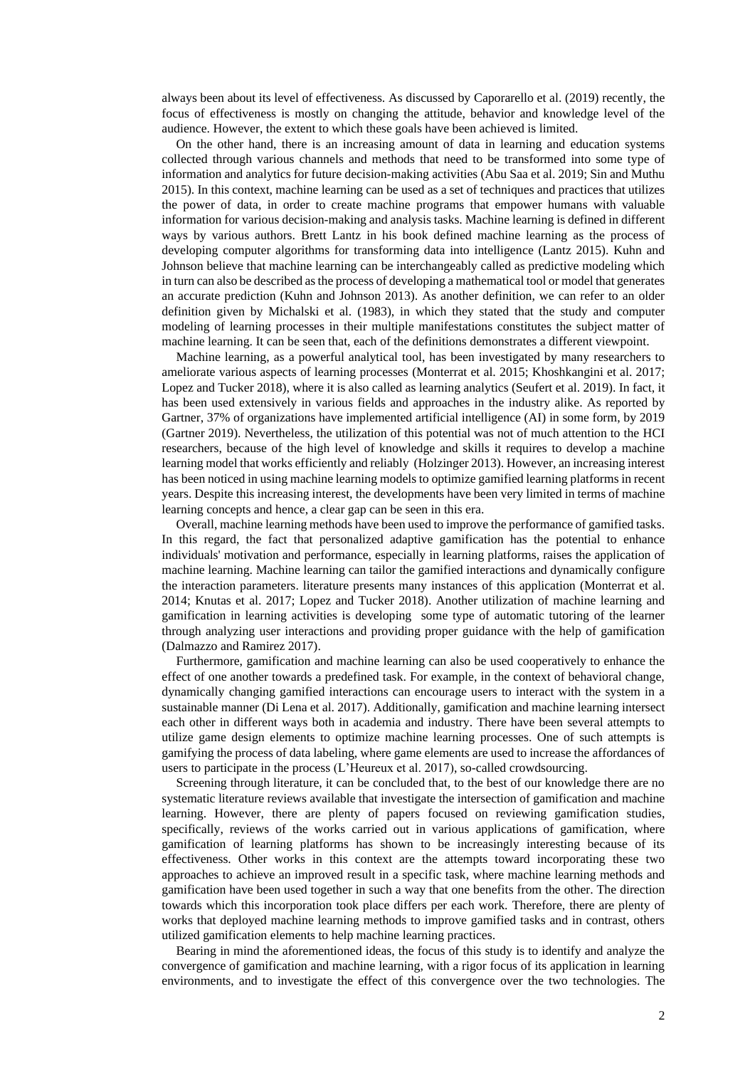always been about its level of effectiveness. As discussed by Caporarello et al. (2019) recently, the focus of effectiveness is mostly on changing the attitude, behavior and knowledge level of the audience. However, the extent to which these goals have been achieved is limited.

On the other hand, there is an increasing amount of data in learning and education systems collected through various channels and methods that need to be transformed into some type of information and analytics for future decision-making activities (Abu Saa et al. 2019; Sin and Muthu 2015). In this context, machine learning can be used as a set of techniques and practices that utilizes the power of data, in order to create machine programs that empower humans with valuable information for various decision-making and analysis tasks. Machine learning is defined in different ways by various authors. Brett Lantz in his book defined machine learning as the process of developing computer algorithms for transforming data into intelligence (Lantz 2015). Kuhn and Johnson believe that machine learning can be interchangeably called as predictive modeling which in turn can also be described as the process of developing a mathematical tool or model that generates an accurate prediction (Kuhn and Johnson 2013). As another definition, we can refer to an older definition given by Michalski et al. (1983), in which they stated that the study and computer modeling of learning processes in their multiple manifestations constitutes the subject matter of machine learning. It can be seen that, each of the definitions demonstrates a different viewpoint.

Machine learning, as a powerful analytical tool, has been investigated by many researchers to ameliorate various aspects of learning processes (Monterrat et al. 2015; Khoshkangini et al. 2017; Lopez and Tucker 2018), where it is also called as learning analytics (Seufert et al. 2019). In fact, it has been used extensively in various fields and approaches in the industry alike. As reported by Gartner, 37% of organizations have implemented artificial intelligence (AI) in some form, by 2019 (Gartner 2019). Nevertheless, the utilization of this potential was not of much attention to the HCI researchers, because of the high level of knowledge and skills it requires to develop a machine learning model that works efficiently and reliably (Holzinger 2013). However, an increasing interest has been noticed in using machine learning models to optimize gamified learning platforms in recent years. Despite this increasing interest, the developments have been very limited in terms of machine learning concepts and hence, a clear gap can be seen in this era.

Overall, machine learning methods have been used to improve the performance of gamified tasks. In this regard, the fact that personalized adaptive gamification has the potential to enhance individuals' motivation and performance, especially in learning platforms, raises the application of machine learning. Machine learning can tailor the gamified interactions and dynamically configure the interaction parameters. literature presents many instances of this application (Monterrat et al. 2014; Knutas et al. 2017; Lopez and Tucker 2018). Another utilization of machine learning and gamification in learning activities is developing some type of automatic tutoring of the learner through analyzing user interactions and providing proper guidance with the help of gamification (Dalmazzo and Ramirez 2017).

Furthermore, gamification and machine learning can also be used cooperatively to enhance the effect of one another towards a predefined task. For example, in the context of behavioral change, dynamically changing gamified interactions can encourage users to interact with the system in a sustainable manner (Di Lena et al. 2017). Additionally, gamification and machine learning intersect each other in different ways both in academia and industry. There have been several attempts to utilize game design elements to optimize machine learning processes. One of such attempts is gamifying the process of data labeling, where game elements are used to increase the affordances of users to participate in the process (L'Heureux et al. 2017), so-called crowdsourcing.

Screening through literature, it can be concluded that, to the best of our knowledge there are no systematic literature reviews available that investigate the intersection of gamification and machine learning. However, there are plenty of papers focused on reviewing gamification studies, specifically, reviews of the works carried out in various applications of gamification, where gamification of learning platforms has shown to be increasingly interesting because of its effectiveness. Other works in this context are the attempts toward incorporating these two approaches to achieve an improved result in a specific task, where machine learning methods and gamification have been used together in such a way that one benefits from the other. The direction towards which this incorporation took place differs per each work. Therefore, there are plenty of works that deployed machine learning methods to improve gamified tasks and in contrast, others utilized gamification elements to help machine learning practices.

Bearing in mind the aforementioned ideas, the focus of this study is to identify and analyze the convergence of gamification and machine learning, with a rigor focus of its application in learning environments, and to investigate the effect of this convergence over the two technologies. The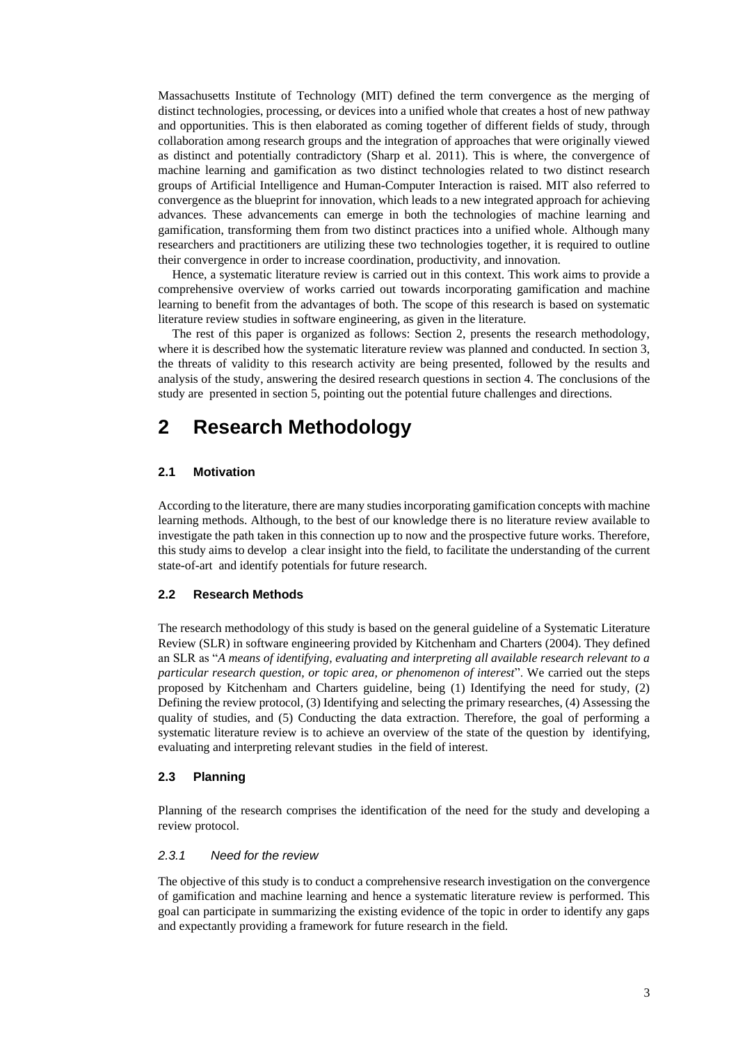Massachusetts Institute of Technology (MIT) defined the term convergence as the merging of distinct technologies, processing, or devices into a unified whole that creates a host of new pathway and opportunities. This is then elaborated as coming together of different fields of study, through collaboration among research groups and the integration of approaches that were originally viewed as distinct and potentially contradictory (Sharp et al. 2011). This is where, the convergence of machine learning and gamification as two distinct technologies related to two distinct research groups of Artificial Intelligence and Human-Computer Interaction is raised. MIT also referred to convergence as the blueprint for innovation, which leads to a new integrated approach for achieving advances. These advancements can emerge in both the technologies of machine learning and gamification, transforming them from two distinct practices into a unified whole. Although many researchers and practitioners are utilizing these two technologies together, it is required to outline their convergence in order to increase coordination, productivity, and innovation.

Hence, a systematic literature review is carried out in this context. This work aims to provide a comprehensive overview of works carried out towards incorporating gamification and machine learning to benefit from the advantages of both. The scope of this research is based on systematic literature review studies in software engineering, as given in the literature.

The rest of this paper is organized as follows: Section 2, presents the research methodology, where it is described how the systematic literature review was planned and conducted. In section 3, the threats of validity to this research activity are being presented, followed by the results and analysis of the study, answering the desired research questions in section 4. The conclusions of the study are presented in section 5, pointing out the potential future challenges and directions.

# 2 Research Methodology

### 2.1 Motivation

According to the literature, there are many studies incorporating gamification concepts with machine learning methods. Although, to the best of our knowledge there is no literature review available to investigate the path taken in this connection up to now and the prospective future works. Therefore, this study aims to develop a clear insight into the field, to facilitate the understanding of the current state-of-art and identify potentials for future research.

### 2.2 Research Methods

The research methodology of this study is based on the general guideline of a Systematic Literature Review (SLR) in software engineering provided by Kitchenham and Charters (2004). They defined an SLR as "*A means of identifying, evaluating and interpreting all available research relevant to a particular research question, or topic area, or phenomenon of interest*". We carried out the steps proposed by Kitchenham and Charters guideline, being (1) Identifying the need for study, (2) Defining the review protocol, (3) Identifying and selecting the primary researches, (4) Assessing the quality of studies, and (5) Conducting the data extraction. Therefore, the goal of performing a systematic literature review is to achieve an overview of the state of the question by identifying, evaluating and interpreting relevant studies in the field of interest.

### 2.3 Planning

Planning of the research comprises the identification of the need for the study and developing a review protocol.

#### *2.3.1 Need for the review*

The objective of this study is to conduct a comprehensive research investigation on the convergence of gamification and machine learning and hence a systematic literature review is performed. This goal can participate in summarizing the existing evidence of the topic in order to identify any gaps and expectantly providing a framework for future research in the field.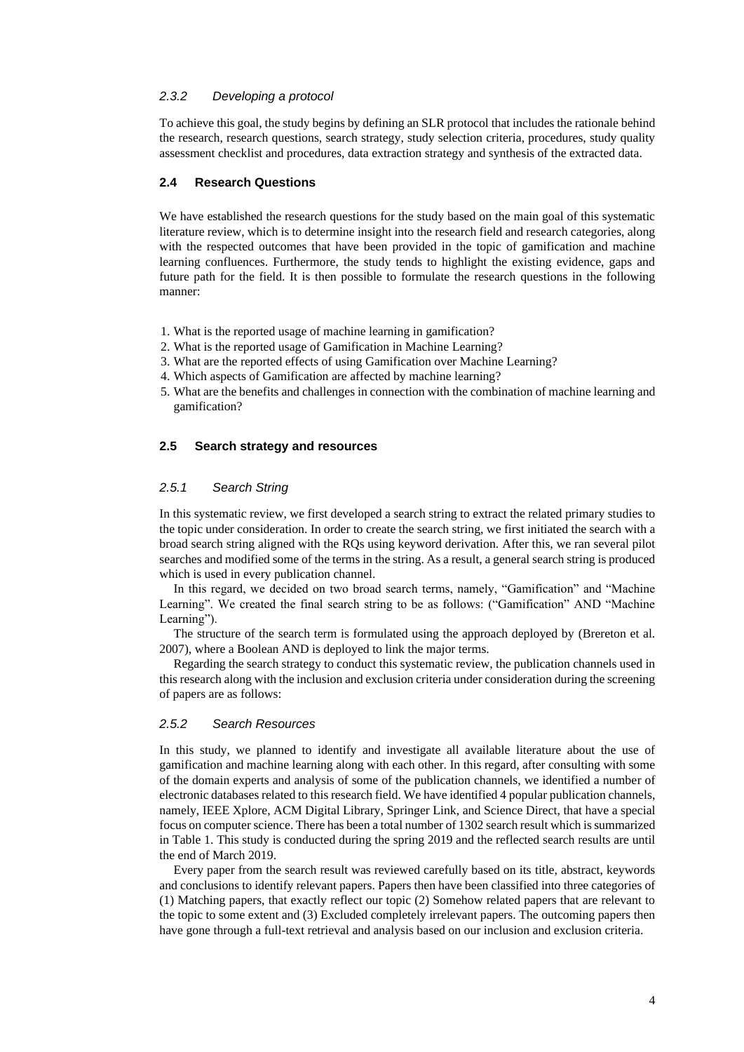#### 2.3.2 Developing a protocol

To achieve this goal, the study begins by defining an SLR protocol that includes the rationale behind the research, research questions, search strategy, study selection criteria, procedures, study quality assessment checklist and procedures, data extraction strategy and synthesis of the extracted data.

### 2.4 Research Questions

We have established the research questions for the study based on the main goal of this systematic literature review, which is to determine insight into the research field and research categories, along with the respected outcomes that have been provided in the topic of gamification and machine learning confluences. Furthermore, the study tends to highlight the existing evidence, gaps and future path for the field. It is then possible to formulate the research questions in the following manner:

1. What is the reported usage of machine learning in gamification?
2. What is the reported usage of Gamification in Machine Learning?
3. What are the reported effects of using Gamification over Machine Learning?
4. Which aspects of Gamification are affected by machine learning?
5. What are the benefits and challenges in connection with the combination of machine learning and gamification?

### 2.5 Search strategy and resources

#### 2.5.1 Search String

In this systematic review, we first developed a search string to extract the related primary studies to the topic under consideration. In order to create the search string, we first initiated the search with a broad search string aligned with the RQs using keyword derivation. After this, we ran several pilot searches and modified some of the terms in the string. As a result, a general search string is produced which is used in every publication channel.

In this regard, we decided on two broad search terms, namely, "Gamification" and "Machine Learning". We created the final search string to be as follows: ("Gamification" AND "Machine Learning").

The structure of the search term is formulated using the approach deployed by (Brereton et al. 2007), where a Boolean AND is deployed to link the major terms.

Regarding the search strategy to conduct this systematic review, the publication channels used in this research along with the inclusion and exclusion criteria under consideration during the screening of papers are as follows:

#### 2.5.2 Search Resources

In this study, we planned to identify and investigate all available literature about the use of gamification and machine learning along with each other. In this regard, after consulting with some of the domain experts and analysis of some of the publication channels, we identified a number of electronic databases related to this research field. We have identified 4 popular publication channels, namely, IEEE Xplore, ACM Digital Library, Springer Link, and Science Direct, that have a special focus on computer science. There has been a total number of 1302 search result which is summarized in Table 1. This study is conducted during the spring 2019 and the reflected search results are until the end of March 2019.

Every paper from the search result was reviewed carefully based on its title, abstract, keywords and conclusions to identify relevant papers. Papers then have been classified into three categories of (1) Matching papers, that exactly reflect our topic (2) Somehow related papers that are relevant to the topic to some extent and (3) Excluded completely irrelevant papers. The outcoming papers then have gone through a full-text retrieval and analysis based on our inclusion and exclusion criteria.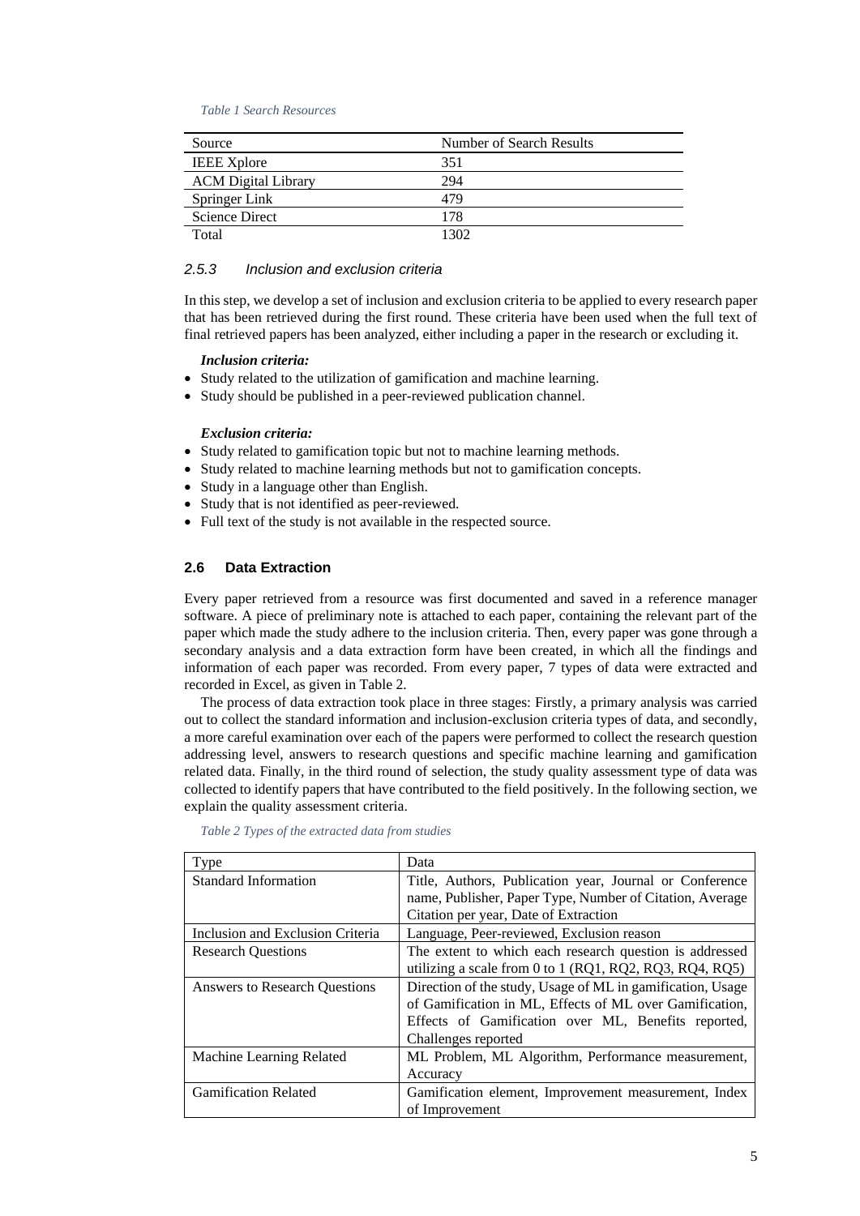*Table 1 Search Resources*

| Source | Number of Search Results |
|---|---|
| IEEE Xplore | 351 |
| ACM Digital Library | 294 |
| Springer Link | 479 |
| Science Direct | 178 |
| Total | 1302 |

#### 2.5.3 Inclusion and exclusion criteria

In this step, we develop a set of inclusion and exclusion criteria to be applied to every research paper that has been retrieved during the first round. These criteria have been used when the full text of final retrieved papers has been analyzed, either including a paper in the research or excluding it.

***Inclusion criteria:***

- Study related to the utilization of gamification and machine learning.
- Study should be published in a peer-reviewed publication channel.

***Exclusion criteria:***

- Study related to gamification topic but not to machine learning methods.
- Study related to machine learning methods but not to gamification concepts.
- Study in a language other than English.
- Study that is not identified as peer-reviewed.
- Full text of the study is not available in the respected source.

### 2.6 Data Extraction

Every paper retrieved from a resource was first documented and saved in a reference manager software. A piece of preliminary note is attached to each paper, containing the relevant part of the paper which made the study adhere to the inclusion criteria. Then, every paper was gone through a secondary analysis and a data extraction form have been created, in which all the findings and information of each paper was recorded. From every paper, 7 types of data were extracted and recorded in Excel, as given in Table 2.

The process of data extraction took place in three stages: Firstly, a primary analysis was carried out to collect the standard information and inclusion-exclusion criteria types of data, and secondly, a more careful examination over each of the papers were performed to collect the research question addressing level, answers to research questions and specific machine learning and gamification related data. Finally, in the third round of selection, the study quality assessment type of data was collected to identify papers that have contributed to the field positively. In the following section, we explain the quality assessment criteria.

*Table 2 Types of the extracted data from studies*

| Type | Data |
|---|---|
| Standard Information | Title, Authors, Publication year, Journal or Conference name, Publisher, Paper Type, Number of Citation, Average Citation per year, Date of Extraction |
| Inclusion and Exclusion Criteria | Language, Peer-reviewed, Exclusion reason |
| Research Questions | The extent to which each research question is addressed utilizing a scale from 0 to 1 (RQ1, RQ2, RQ3, RQ4, RQ5) |
| Answers to Research Questions | Direction of the study, Usage of ML in gamification, Usage of Gamification in ML, Effects of ML over Gamification, Effects of Gamification over ML, Benefits reported, Challenges reported |
| Machine Learning Related | ML Problem, ML Algorithm, Performance measurement, Accuracy |
| Gamification Related | Gamification element, Improvement measurement, Index of Improvement |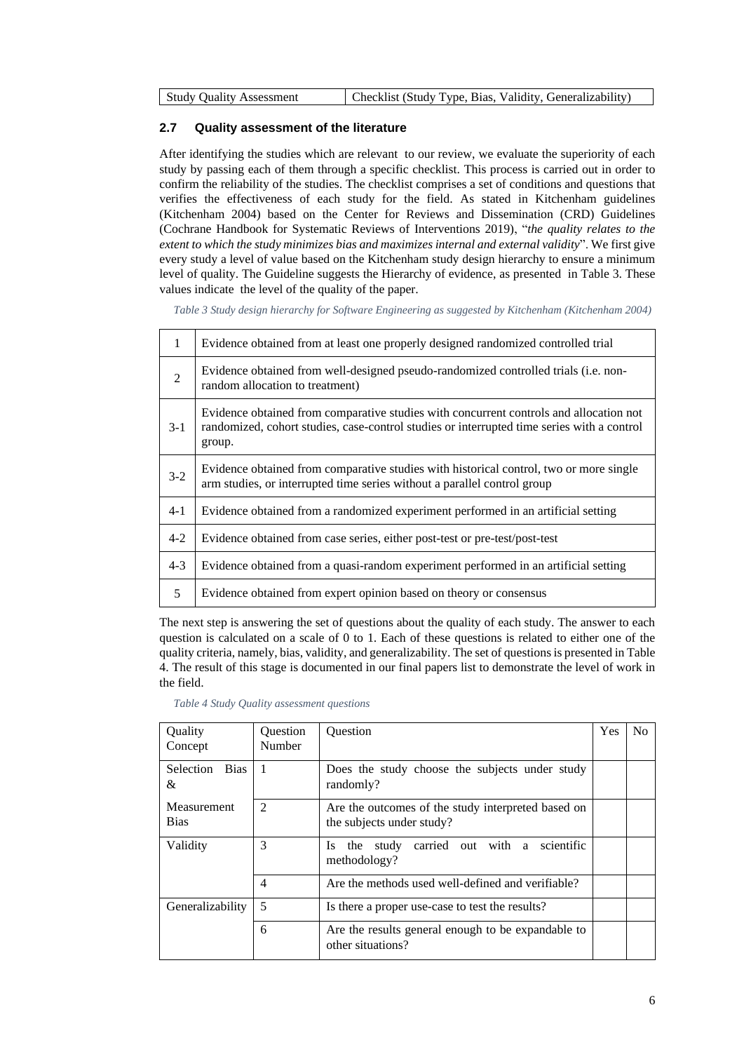| Study Quality Assessment | Checklist (Study Type, Bias, Validity, Generalizability) |
|---|---|

### 2.7 Quality assessment of the literature

After identifying the studies which are relevant to our review, we evaluate the superiority of each study by passing each of them through a specific checklist. This process is carried out in order to confirm the reliability of the studies. The checklist comprises a set of conditions and questions that verifies the effectiveness of each study for the field. As stated in Kitchenham guidelines (Kitchenham 2004) based on the Center for Reviews and Dissemination (CRD) Guidelines (Cochrane Handbook for Systematic Reviews of Interventions 2019), "*the quality relates to the extent to which the study minimizes bias and maximizes internal and external validity*". We first give every study a level of value based on the Kitchenham study design hierarchy to ensure a minimum level of quality. The Guideline suggests the Hierarchy of evidence, as presented in Table 3. These values indicate the level of the quality of the paper.

*Table 3 Study design hierarchy for Software Engineering as suggested by Kitchenham (Kitchenham 2004)*

| | |
|---|---|
| 1 | Evidence obtained from at least one properly designed randomized controlled trial |
| 2 | Evidence obtained from well-designed pseudo-randomized controlled trials (i.e. non-random allocation to treatment) |
| 3-1 | Evidence obtained from comparative studies with concurrent controls and allocation not randomized, cohort studies, case-control studies or interrupted time series with a control group. |
| 3-2 | Evidence obtained from comparative studies with historical control, two or more single arm studies, or interrupted time series without a parallel control group |
| 4-1 | Evidence obtained from a randomized experiment performed in an artificial setting |
| 4-2 | Evidence obtained from case series, either post-test or pre-test/post-test |
| 4-3 | Evidence obtained from a quasi-random experiment performed in an artificial setting |
| 5 | Evidence obtained from expert opinion based on theory or consensus |

The next step is answering the set of questions about the quality of each study. The answer to each question is calculated on a scale of 0 to 1. Each of these questions is related to either one of the quality criteria, namely, bias, validity, and generalizability. The set of questions is presented in Table 4. The result of this stage is documented in our final papers list to demonstrate the level of work in the field.

*Table 4 Study Quality assessment questions*

| Quality Concept | Question Number | Question | Yes | No |
|---|---|---|---|---|
| Selection Bias & Measurement Bias | 1 | Does the study choose the subjects under study randomly? | | |
| | 2 | Are the outcomes of the study interpreted based on the subjects under study? | | |
| Validity | 3 | Is the study carried out with a scientific methodology? | | |
| | 4 | Are the methods used well-defined and verifiable? | | |
| Generalizability | 5 | Is there a proper use-case to test the results? | | |
| | 6 | Are the results general enough to be expandable to other situations? | | |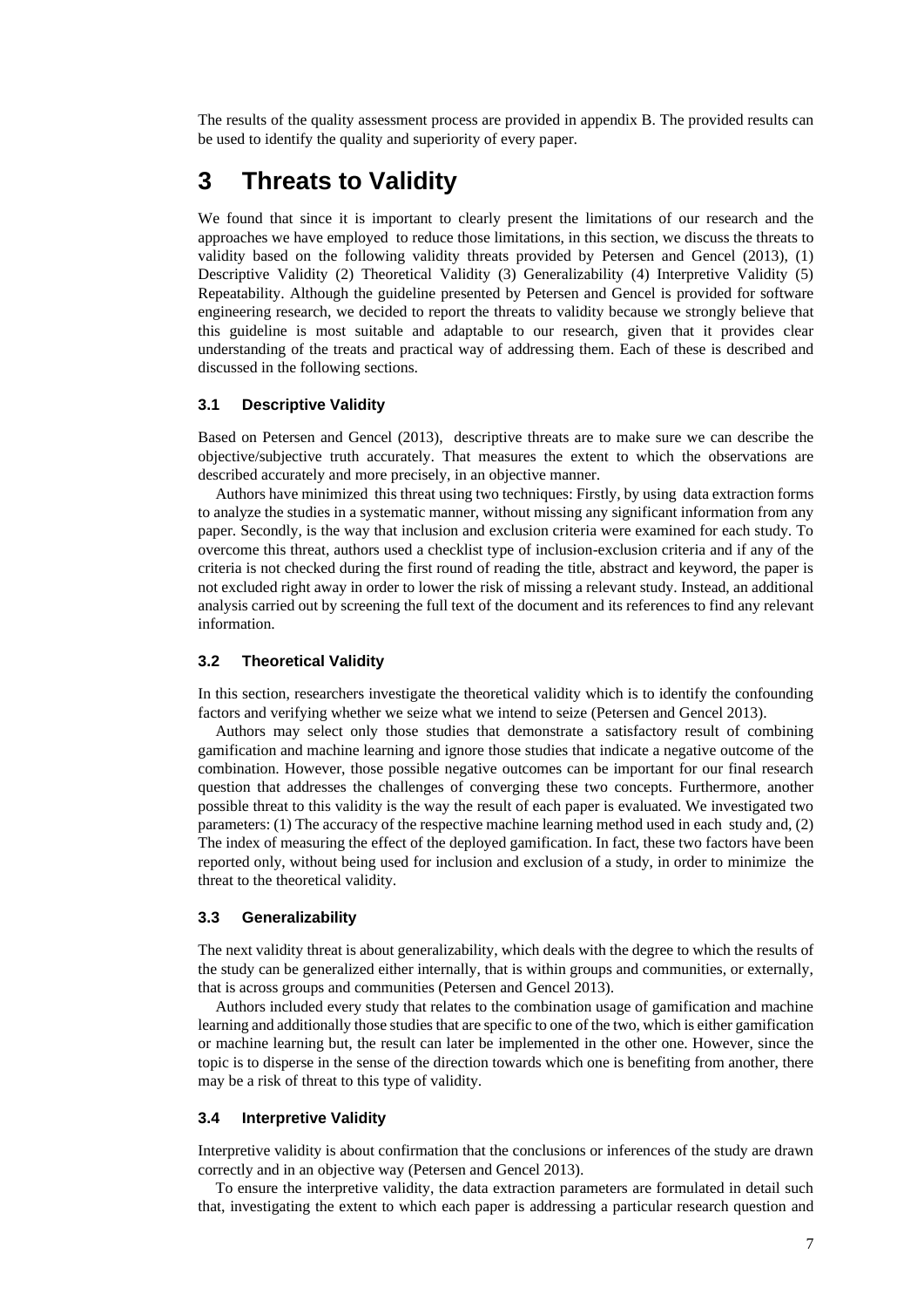The results of the quality assessment process are provided in appendix B. The provided results can be used to identify the quality and superiority of every paper.

# 3 Threats to Validity

We found that since it is important to clearly present the limitations of our research and the approaches we have employed to reduce those limitations, in this section, we discuss the threats to validity based on the following validity threats provided by Petersen and Gencel (2013), (1) Descriptive Validity (2) Theoretical Validity (3) Generalizability (4) Interpretive Validity (5) Repeatability. Although the guideline presented by Petersen and Gencel is provided for software engineering research, we decided to report the threats to validity because we strongly believe that this guideline is most suitable and adaptable to our research, given that it provides clear understanding of the treats and practical way of addressing them. Each of these is described and discussed in the following sections.

## 3.1 Descriptive Validity

Based on Petersen and Gencel (2013), descriptive threats are to make sure we can describe the objective/subjective truth accurately. That measures the extent to which the observations are described accurately and more precisely, in an objective manner.

Authors have minimized this threat using two techniques: Firstly, by using data extraction forms to analyze the studies in a systematic manner, without missing any significant information from any paper. Secondly, is the way that inclusion and exclusion criteria were examined for each study. To overcome this threat, authors used a checklist type of inclusion-exclusion criteria and if any of the criteria is not checked during the first round of reading the title, abstract and keyword, the paper is not excluded right away in order to lower the risk of missing a relevant study. Instead, an additional analysis carried out by screening the full text of the document and its references to find any relevant information.

## 3.2 Theoretical Validity

In this section, researchers investigate the theoretical validity which is to identify the confounding factors and verifying whether we seize what we intend to seize (Petersen and Gencel 2013).

Authors may select only those studies that demonstrate a satisfactory result of combining gamification and machine learning and ignore those studies that indicate a negative outcome of the combination. However, those possible negative outcomes can be important for our final research question that addresses the challenges of converging these two concepts. Furthermore, another possible threat to this validity is the way the result of each paper is evaluated. We investigated two parameters: (1) The accuracy of the respective machine learning method used in each study and, (2) The index of measuring the effect of the deployed gamification. In fact, these two factors have been reported only, without being used for inclusion and exclusion of a study, in order to minimize the threat to the theoretical validity.

## 3.3 Generalizability

The next validity threat is about generalizability, which deals with the degree to which the results of the study can be generalized either internally, that is within groups and communities, or externally, that is across groups and communities (Petersen and Gencel 2013).

Authors included every study that relates to the combination usage of gamification and machine learning and additionally those studies that are specific to one of the two, which is either gamification or machine learning but, the result can later be implemented in the other one. However, since the topic is to disperse in the sense of the direction towards which one is benefiting from another, there may be a risk of threat to this type of validity.

## 3.4 Interpretive Validity

Interpretive validity is about confirmation that the conclusions or inferences of the study are drawn correctly and in an objective way (Petersen and Gencel 2013).

To ensure the interpretive validity, the data extraction parameters are formulated in detail such that, investigating the extent to which each paper is addressing a particular research question and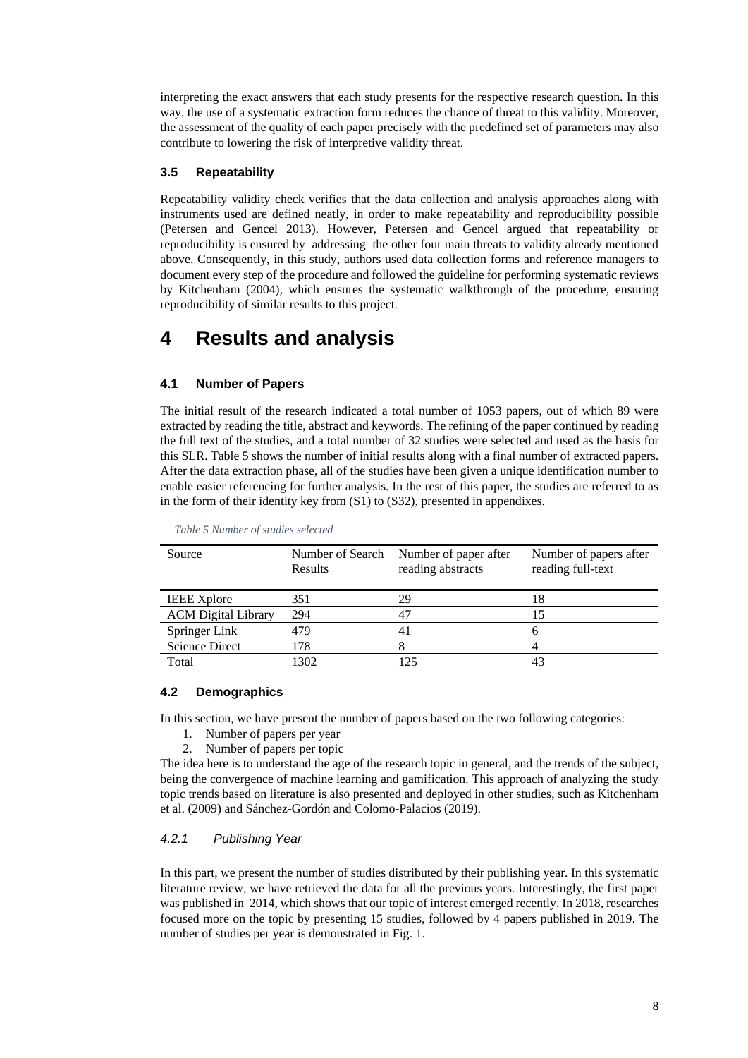interpreting the exact answers that each study presents for the respective research question. In this way, the use of a systematic extraction form reduces the chance of threat to this validity. Moreover, the assessment of the quality of each paper precisely with the predefined set of parameters may also contribute to lowering the risk of interpretive validity threat.

### 3.5 Repeatability

Repeatability validity check verifies that the data collection and analysis approaches along with instruments used are defined neatly, in order to make repeatability and reproducibility possible (Petersen and Gencel 2013). However, Petersen and Gencel argued that repeatability or reproducibility is ensured by addressing the other four main threats to validity already mentioned above. Consequently, in this study, authors used data collection forms and reference managers to document every step of the procedure and followed the guideline for performing systematic reviews by Kitchenham (2004), which ensures the systematic walkthrough of the procedure, ensuring reproducibility of similar results to this project.

## 4 Results and analysis

### 4.1 Number of Papers

The initial result of the research indicated a total number of 1053 papers, out of which 89 were extracted by reading the title, abstract and keywords. The refining of the paper continued by reading the full text of the studies, and a total number of 32 studies were selected and used as the basis for this SLR. Table 5 shows the number of initial results along with a final number of extracted papers. After the data extraction phase, all of the studies have been given a unique identification number to enable easier referencing for further analysis. In the rest of this paper, the studies are referred to as in the form of their identity key from (S1) to (S32), presented in appendixes.

*Table 5 Number of studies selected*

| Source | Number of Search Results | Number of paper after reading abstracts | Number of papers after reading full-text |
|---|---|---|---|
| IEEE Xplore | 351 | 29 | 18 |
| ACM Digital Library | 294 | 47 | 15 |
| Springer Link | 479 | 41 | 6 |
| Science Direct | 178 | 8 | 4 |
| Total | 1302 | 125 | 43 |

### 4.2 Demographics

In this section, we have present the number of papers based on the two following categories:

1. Number of papers per year
2. Number of papers per topic

The idea here is to understand the age of the research topic in general, and the trends of the subject, being the convergence of machine learning and gamification. This approach of analyzing the study topic trends based on literature is also presented and deployed in other studies, such as Kitchenham et al. (2009) and Sánchez-Gordón and Colomo-Palacios (2019).

#### *4.2.1 Publishing Year*

In this part, we present the number of studies distributed by their publishing year. In this systematic literature review, we have retrieved the data for all the previous years. Interestingly, the first paper was published in 2014, which shows that our topic of interest emerged recently. In 2018, researches focused more on the topic by presenting 15 studies, followed by 4 papers published in 2019. The number of studies per year is demonstrated in Fig. 1.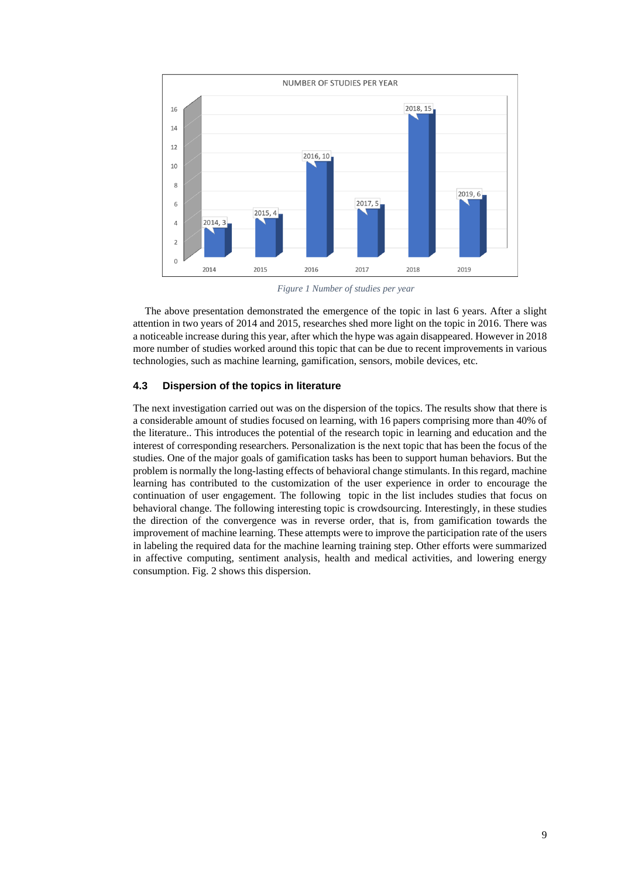Figure 1 Number of studies per year

The above presentation demonstrated the emergence of the topic in last 6 years. After a slight attention in two years of 2014 and 2015, researches shed more light on the topic in 2016. There was a noticeable increase during this year, after which the hype was again disappeared. However in 2018 more number of studies worked around this topic that can be due to recent improvements in various technologies, such as machine learning, gamification, sensors, mobile devices, etc.

### 4.3 Dispersion of the topics in literature

The next investigation carried out was on the dispersion of the topics. The results show that there is a considerable amount of studies focused on learning, with 16 papers comprising more than 40% of the literature.. This introduces the potential of the research topic in learning and education and the interest of corresponding researchers. Personalization is the next topic that has been the focus of the studies. One of the major goals of gamification tasks has been to support human behaviors. But the problem is normally the long-lasting effects of behavioral change stimulants. In this regard, machine learning has contributed to the customization of the user experience in order to encourage the continuation of user engagement. The following topic in the list includes studies that focus on behavioral change. The following interesting topic is crowdsourcing. Interestingly, in these studies the direction of the convergence was in reverse order, that is, from gamification towards the improvement of machine learning. These attempts were to improve the participation rate of the users in labeling the required data for the machine learning training step. Other efforts were summarized in affective computing, sentiment analysis, health and medical activities, and lowering energy consumption. Fig. 2 shows this dispersion.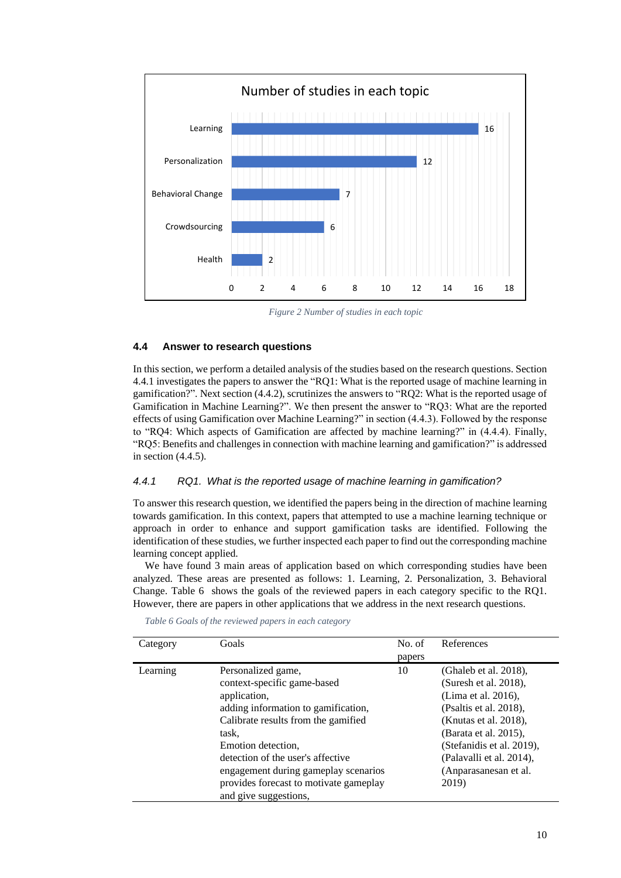Figure 2 Number of studies in each topic

### 4.4 Answer to research questions

In this section, we perform a detailed analysis of the studies based on the research questions. Section 4.4.1 investigates the papers to answer the "RQ1: What is the reported usage of machine learning in gamification?". Next section (4.4.2), scrutinizes the answers to "RQ2: What is the reported usage of Gamification in Machine Learning?". We then present the answer to "RQ3: What are the reported effects of using Gamification over Machine Learning?" in section (4.4.3). Followed by the response to "RQ4: Which aspects of Gamification are affected by machine learning?" in (4.4.4). Finally, "RQ5: Benefits and challenges in connection with machine learning and gamification?" is addressed in section (4.4.5).

#### *4.4.1 RQ1. What is the reported usage of machine learning in gamification?*

To answer this research question, we identified the papers being in the direction of machine learning towards gamification. In this context, papers that attempted to use a machine learning technique or approach in order to enhance and support gamification tasks are identified. Following the identification of these studies, we further inspected each paper to find out the corresponding machine learning concept applied.

We have found 3 main areas of application based on which corresponding studies have been analyzed. These areas are presented as follows: 1. Learning, 2. Personalization, 3. Behavioral Change. Table 6 shows the goals of the reviewed papers in each category specific to the RQ1. However, there are papers in other applications that we address in the next research questions.

*Table 6 Goals of the reviewed papers in each category*

| Category | Goals | No. of papers | References |
|---|---|---|---|
| Learning | Personalized game, context-specific game-based application, adding information to gamification, Calibrate results from the gamified task, Emotion detection, detection of the user's affective engagement during gameplay scenarios provides forecast to motivate gameplay and give suggestions, | 10 | (Ghaleb et al. 2018), (Suresh et al. 2018), (Lima et al. 2016), (Psaltis et al. 2018), (Knutas et al. 2018), (Barata et al. 2015), (Stefanidis et al. 2019), (Palavalli et al. 2014), (Anparasanesan et al. 2019) |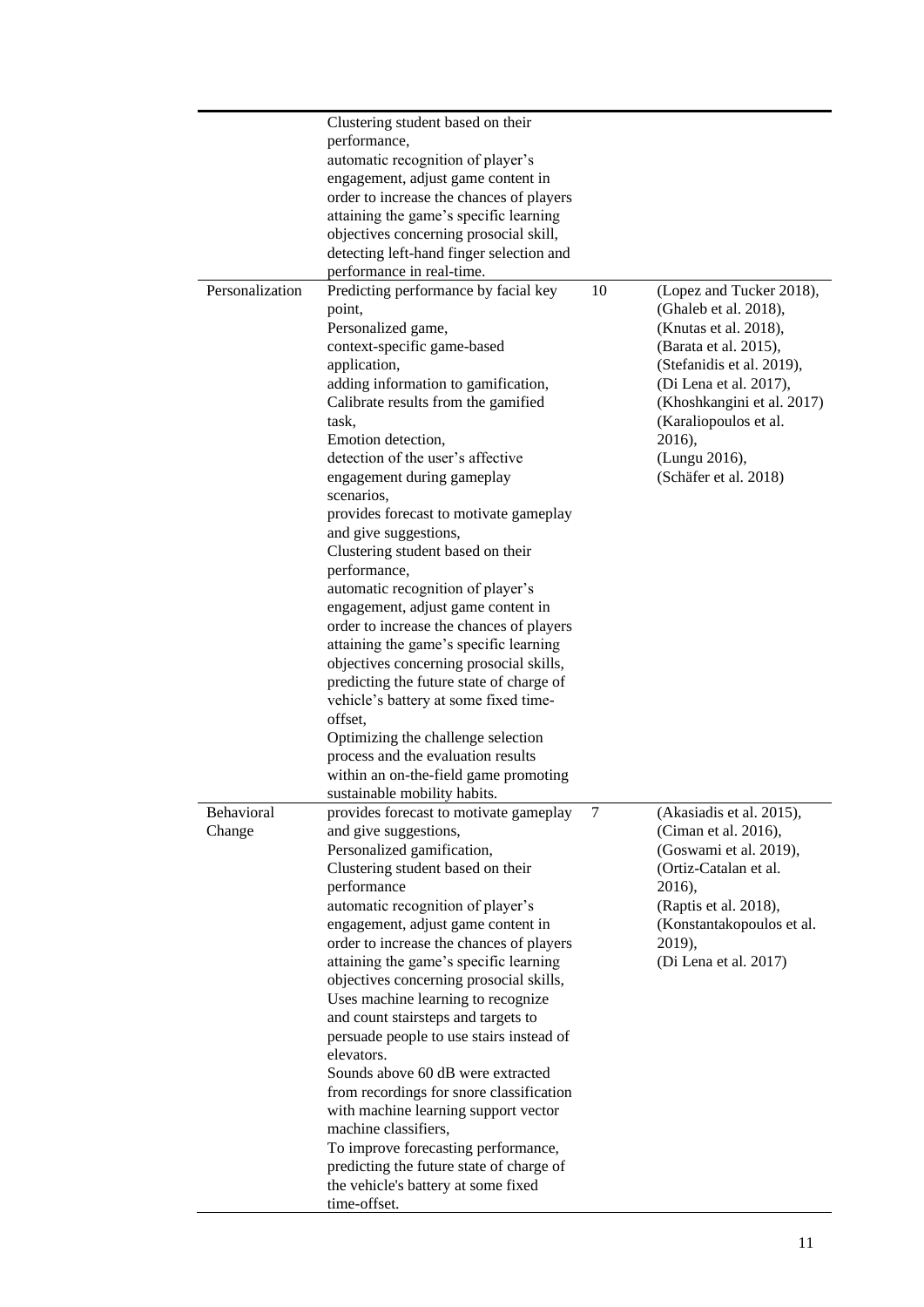|  |  |  |  |
|---|---|---|---|
|  | Clustering student based on their performance, automatic recognition of player's engagement, adjust game content in order to increase the chances of players attaining the game's specific learning objectives concerning prosocial skill, detecting left-hand finger selection and performance in real-time. |  |  |
| Personalization | Predicting performance by facial key point, Personalized game, context-specific game-based application, adding information to gamification, Calibrate results from the gamified task, Emotion detection, detection of the user's affective engagement during gameplay scenarios, provides forecast to motivate gameplay and give suggestions, Clustering student based on their performance, automatic recognition of player's engagement, adjust game content in order to increase the chances of players attaining the game's specific learning objectives concerning prosocial skills, predicting the future state of charge of vehicle's battery at some fixed time-offset, Optimizing the challenge selection process and the evaluation results within an on-the-field game promoting sustainable mobility habits. | 10 | (Lopez and Tucker 2018), (Ghaleb et al. 2018), (Knutas et al. 2018), (Barata et al. 2015), (Stefanidis et al. 2019), (Di Lena et al. 2017), (Khoshkangini et al. 2017) (Karaliopoulos et al. 2016), (Lungu 2016), (Schäfer et al. 2018) |
| Behavioral Change | provides forecast to motivate gameplay and give suggestions, Personalized gamification, Clustering student based on their performance automatic recognition of player's engagement, adjust game content in order to increase the chances of players attaining the game's specific learning objectives concerning prosocial skills, Uses machine learning to recognize and count stairsteps and targets to persuade people to use stairs instead of elevators. Sounds above 60 dB were extracted from recordings for snore classification with machine learning support vector machine classifiers, To improve forecasting performance, predicting the future state of charge of the vehicle's battery at some fixed time-offset. | 7 | (Akasiadis et al. 2015), (Ciman et al. 2016), (Goswami et al. 2019), (Ortiz-Catalan et al. 2016), (Raptis et al. 2018), (Konstantakopoulos et al. 2019), (Di Lena et al. 2017) |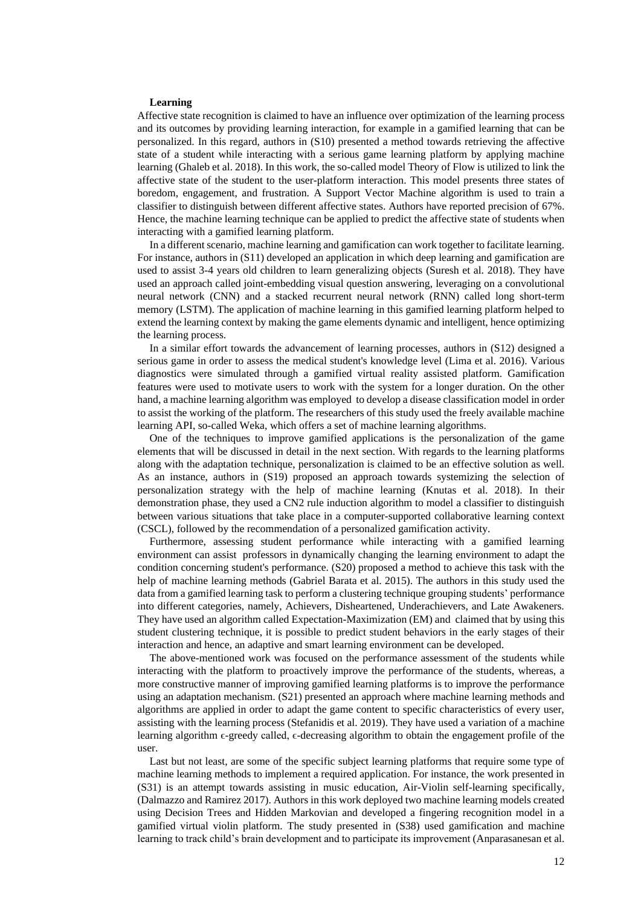### Learning

Affective state recognition is claimed to have an influence over optimization of the learning process and its outcomes by providing learning interaction, for example in a gamified learning that can be personalized. In this regard, authors in (S10) presented a method towards retrieving the affective state of a student while interacting with a serious game learning platform by applying machine learning (Ghaleb et al. 2018). In this work, the so-called model Theory of Flow is utilized to link the affective state of the student to the user-platform interaction. This model presents three states of boredom, engagement, and frustration. A Support Vector Machine algorithm is used to train a classifier to distinguish between different affective states. Authors have reported precision of 67%. Hence, the machine learning technique can be applied to predict the affective state of students when interacting with a gamified learning platform.

In a different scenario, machine learning and gamification can work together to facilitate learning. For instance, authors in (S11) developed an application in which deep learning and gamification are used to assist 3-4 years old children to learn generalizing objects (Suresh et al. 2018). They have used an approach called joint-embedding visual question answering, leveraging on a convolutional neural network (CNN) and a stacked recurrent neural network (RNN) called long short-term memory (LSTM). The application of machine learning in this gamified learning platform helped to extend the learning context by making the game elements dynamic and intelligent, hence optimizing the learning process.

In a similar effort towards the advancement of learning processes, authors in (S12) designed a serious game in order to assess the medical student's knowledge level (Lima et al. 2016). Various diagnostics were simulated through a gamified virtual reality assisted platform. Gamification features were used to motivate users to work with the system for a longer duration. On the other hand, a machine learning algorithm was employed to develop a disease classification model in order to assist the working of the platform. The researchers of this study used the freely available machine learning API, so-called Weka, which offers a set of machine learning algorithms.

One of the techniques to improve gamified applications is the personalization of the game elements that will be discussed in detail in the next section. With regards to the learning platforms along with the adaptation technique, personalization is claimed to be an effective solution as well. As an instance, authors in (S19) proposed an approach towards systemizing the selection of personalization strategy with the help of machine learning (Knutas et al. 2018). In their demonstration phase, they used a CN2 rule induction algorithm to model a classifier to distinguish between various situations that take place in a computer-supported collaborative learning context (CSCL), followed by the recommendation of a personalized gamification activity.

Furthermore, assessing student performance while interacting with a gamified learning environment can assist professors in dynamically changing the learning environment to adapt the condition concerning student's performance. (S20) proposed a method to achieve this task with the help of machine learning methods (Gabriel Barata et al. 2015). The authors in this study used the data from a gamified learning task to perform a clustering technique grouping students' performance into different categories, namely, Achievers, Disheartened, Underachievers, and Late Awakeners. They have used an algorithm called Expectation-Maximization (EM) and claimed that by using this student clustering technique, it is possible to predict student behaviors in the early stages of their interaction and hence, an adaptive and smart learning environment can be developed.

The above-mentioned work was focused on the performance assessment of the students while interacting with the platform to proactively improve the performance of the students, whereas, a more constructive manner of improving gamified learning platforms is to improve the performance using an adaptation mechanism. (S21) presented an approach where machine learning methods and algorithms are applied in order to adapt the game content to specific characteristics of every user, assisting with the learning process (Stefanidis et al. 2019). They have used a variation of a machine learning algorithm $\epsilon$-greedy called, $\epsilon$-decreasing algorithm to obtain the engagement profile of the user.

Last but not least, are some of the specific subject learning platforms that require some type of machine learning methods to implement a required application. For instance, the work presented in (S31) is an attempt towards assisting in music education, Air-Violin self-learning specifically, (Dalmazzo and Ramirez 2017). Authors in this work deployed two machine learning models created using Decision Trees and Hidden Markovian and developed a fingering recognition model in a gamified virtual violin platform. The study presented in (S38) used gamification and machine learning to track child's brain development and to participate its improvement (Anparasanesan et al.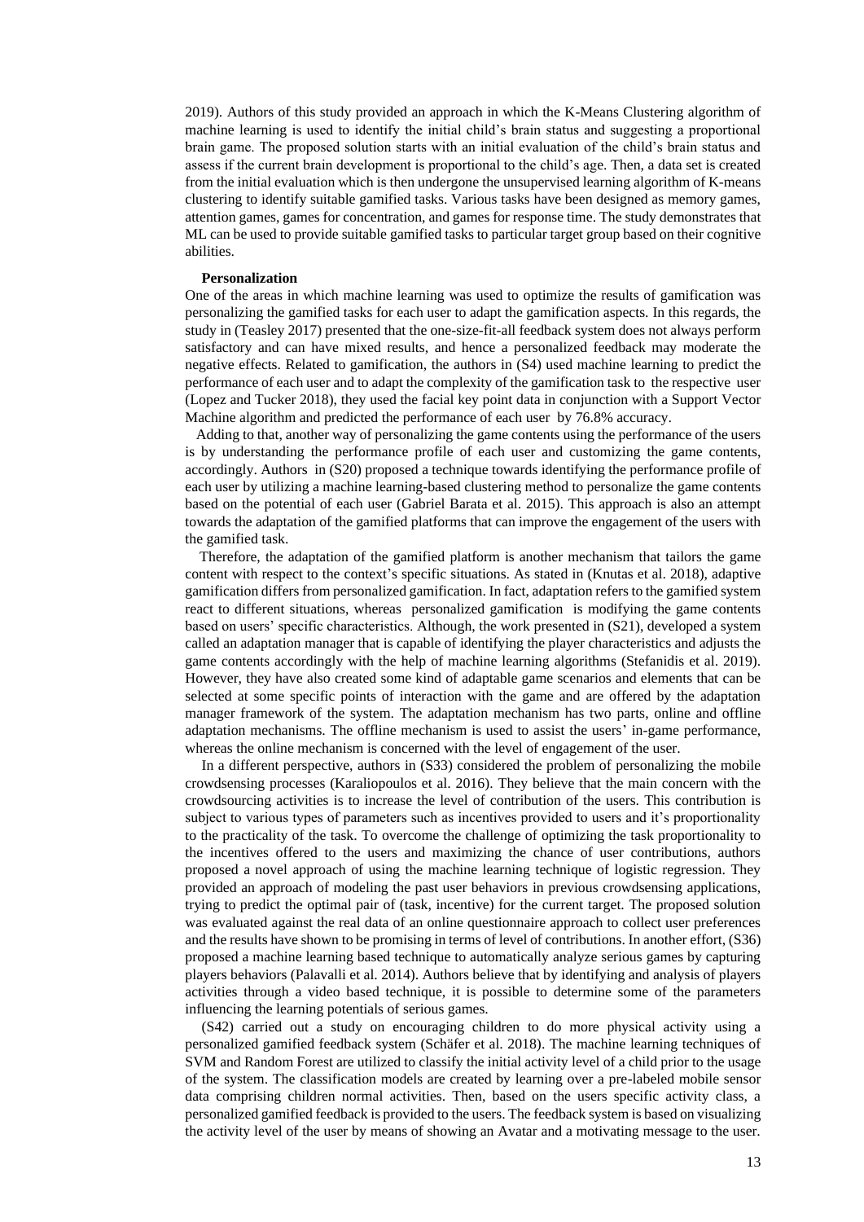2019). Authors of this study provided an approach in which the K-Means Clustering algorithm of machine learning is used to identify the initial child's brain status and suggesting a proportional brain game. The proposed solution starts with an initial evaluation of the child's brain status and assess if the current brain development is proportional to the child's age. Then, a data set is created from the initial evaluation which is then undergone the unsupervised learning algorithm of K-means clustering to identify suitable gamified tasks. Various tasks have been designed as memory games, attention games, games for concentration, and games for response time. The study demonstrates that ML can be used to provide suitable gamified tasks to particular target group based on their cognitive abilities.

**Personalization**

One of the areas in which machine learning was used to optimize the results of gamification was personalizing the gamified tasks for each user to adapt the gamification aspects. In this regards, the study in (Teasley 2017) presented that the one-size-fit-all feedback system does not always perform satisfactory and can have mixed results, and hence a personalized feedback may moderate the negative effects. Related to gamification, the authors in (S4) used machine learning to predict the performance of each user and to adapt the complexity of the gamification task to the respective user (Lopez and Tucker 2018), they used the facial key point data in conjunction with a Support Vector Machine algorithm and predicted the performance of each user by 76.8% accuracy.

Adding to that, another way of personalizing the game contents using the performance of the users is by understanding the performance profile of each user and customizing the game contents, accordingly. Authors in (S20) proposed a technique towards identifying the performance profile of each user by utilizing a machine learning-based clustering method to personalize the game contents based on the potential of each user (Gabriel Barata et al. 2015). This approach is also an attempt towards the adaptation of the gamified platforms that can improve the engagement of the users with the gamified task.

Therefore, the adaptation of the gamified platform is another mechanism that tailors the game content with respect to the context's specific situations. As stated in (Knutas et al. 2018), adaptive gamification differs from personalized gamification. In fact, adaptation refers to the gamified system react to different situations, whereas personalized gamification is modifying the game contents based on users' specific characteristics. Although, the work presented in (S21), developed a system called an adaptation manager that is capable of identifying the player characteristics and adjusts the game contents accordingly with the help of machine learning algorithms (Stefanidis et al. 2019). However, they have also created some kind of adaptable game scenarios and elements that can be selected at some specific points of interaction with the game and are offered by the adaptation manager framework of the system. The adaptation mechanism has two parts, online and offline adaptation mechanisms. The offline mechanism is used to assist the users' in-game performance, whereas the online mechanism is concerned with the level of engagement of the user.

In a different perspective, authors in (S33) considered the problem of personalizing the mobile crowdsensing processes (Karaliopoulos et al. 2016). They believe that the main concern with the crowdsourcing activities is to increase the level of contribution of the users. This contribution is subject to various types of parameters such as incentives provided to users and it's proportionality to the practicality of the task. To overcome the challenge of optimizing the task proportionality to the incentives offered to the users and maximizing the chance of user contributions, authors proposed a novel approach of using the machine learning technique of logistic regression. They provided an approach of modeling the past user behaviors in previous crowdsensing applications, trying to predict the optimal pair of (task, incentive) for the current target. The proposed solution was evaluated against the real data of an online questionnaire approach to collect user preferences and the results have shown to be promising in terms of level of contributions. In another effort, (S36) proposed a machine learning based technique to automatically analyze serious games by capturing players behaviors (Palavalli et al. 2014). Authors believe that by identifying and analysis of players activities through a video based technique, it is possible to determine some of the parameters influencing the learning potentials of serious games.

(S42) carried out a study on encouraging children to do more physical activity using a personalized gamified feedback system (Schäfer et al. 2018). The machine learning techniques of SVM and Random Forest are utilized to classify the initial activity level of a child prior to the usage of the system. The classification models are created by learning over a pre-labeled mobile sensor data comprising children normal activities. Then, based on the users specific activity class, a personalized gamified feedback is provided to the users. The feedback system is based on visualizing the activity level of the user by means of showing an Avatar and a motivating message to the user.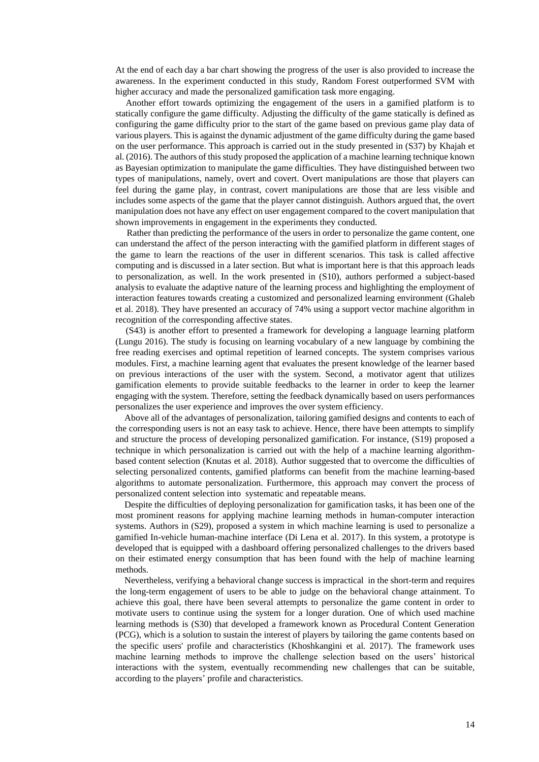At the end of each day a bar chart showing the progress of the user is also provided to increase the awareness. In the experiment conducted in this study, Random Forest outperformed SVM with higher accuracy and made the personalized gamification task more engaging.

Another effort towards optimizing the engagement of the users in a gamified platform is to statically configure the game difficulty. Adjusting the difficulty of the game statically is defined as configuring the game difficulty prior to the start of the game based on previous game play data of various players. This is against the dynamic adjustment of the game difficulty during the game based on the user performance. This approach is carried out in the study presented in (S37) by Khajah et al. (2016). The authors of this study proposed the application of a machine learning technique known as Bayesian optimization to manipulate the game difficulties. They have distinguished between two types of manipulations, namely, overt and covert. Overt manipulations are those that players can feel during the game play, in contrast, covert manipulations are those that are less visible and includes some aspects of the game that the player cannot distinguish. Authors argued that, the overt manipulation does not have any effect on user engagement compared to the covert manipulation that shown improvements in engagement in the experiments they conducted.

Rather than predicting the performance of the users in order to personalize the game content, one can understand the affect of the person interacting with the gamified platform in different stages of the game to learn the reactions of the user in different scenarios. This task is called affective computing and is discussed in a later section. But what is important here is that this approach leads to personalization, as well. In the work presented in (S10), authors performed a subject-based analysis to evaluate the adaptive nature of the learning process and highlighting the employment of interaction features towards creating a customized and personalized learning environment (Ghaleb et al. 2018). They have presented an accuracy of 74% using a support vector machine algorithm in recognition of the corresponding affective states.

(S43) is another effort to presented a framework for developing a language learning platform (Lungu 2016). The study is focusing on learning vocabulary of a new language by combining the free reading exercises and optimal repetition of learned concepts. The system comprises various modules. First, a machine learning agent that evaluates the present knowledge of the learner based on previous interactions of the user with the system. Second, a motivator agent that utilizes gamification elements to provide suitable feedbacks to the learner in order to keep the learner engaging with the system. Therefore, setting the feedback dynamically based on users performances personalizes the user experience and improves the over system efficiency.

Above all of the advantages of personalization, tailoring gamified designs and contents to each of the corresponding users is not an easy task to achieve. Hence, there have been attempts to simplify and structure the process of developing personalized gamification. For instance, (S19) proposed a technique in which personalization is carried out with the help of a machine learning algorithm-based content selection (Knutas et al. 2018). Author suggested that to overcome the difficulties of selecting personalized contents, gamified platforms can benefit from the machine learning-based algorithms to automate personalization. Furthermore, this approach may convert the process of personalized content selection into systematic and repeatable means.

Despite the difficulties of deploying personalization for gamification tasks, it has been one of the most prominent reasons for applying machine learning methods in human-computer interaction systems. Authors in (S29), proposed a system in which machine learning is used to personalize a gamified In-vehicle human-machine interface (Di Lena et al. 2017). In this system, a prototype is developed that is equipped with a dashboard offering personalized challenges to the drivers based on their estimated energy consumption that has been found with the help of machine learning methods.

Nevertheless, verifying a behavioral change success is impractical in the short-term and requires the long-term engagement of users to be able to judge on the behavioral change attainment. To achieve this goal, there have been several attempts to personalize the game content in order to motivate users to continue using the system for a longer duration. One of which used machine learning methods is (S30) that developed a framework known as Procedural Content Generation (PCG), which is a solution to sustain the interest of players by tailoring the game contents based on the specific users' profile and characteristics (Khoshkangini et al. 2017). The framework uses machine learning methods to improve the challenge selection based on the users' historical interactions with the system, eventually recommending new challenges that can be suitable, according to the players' profile and characteristics.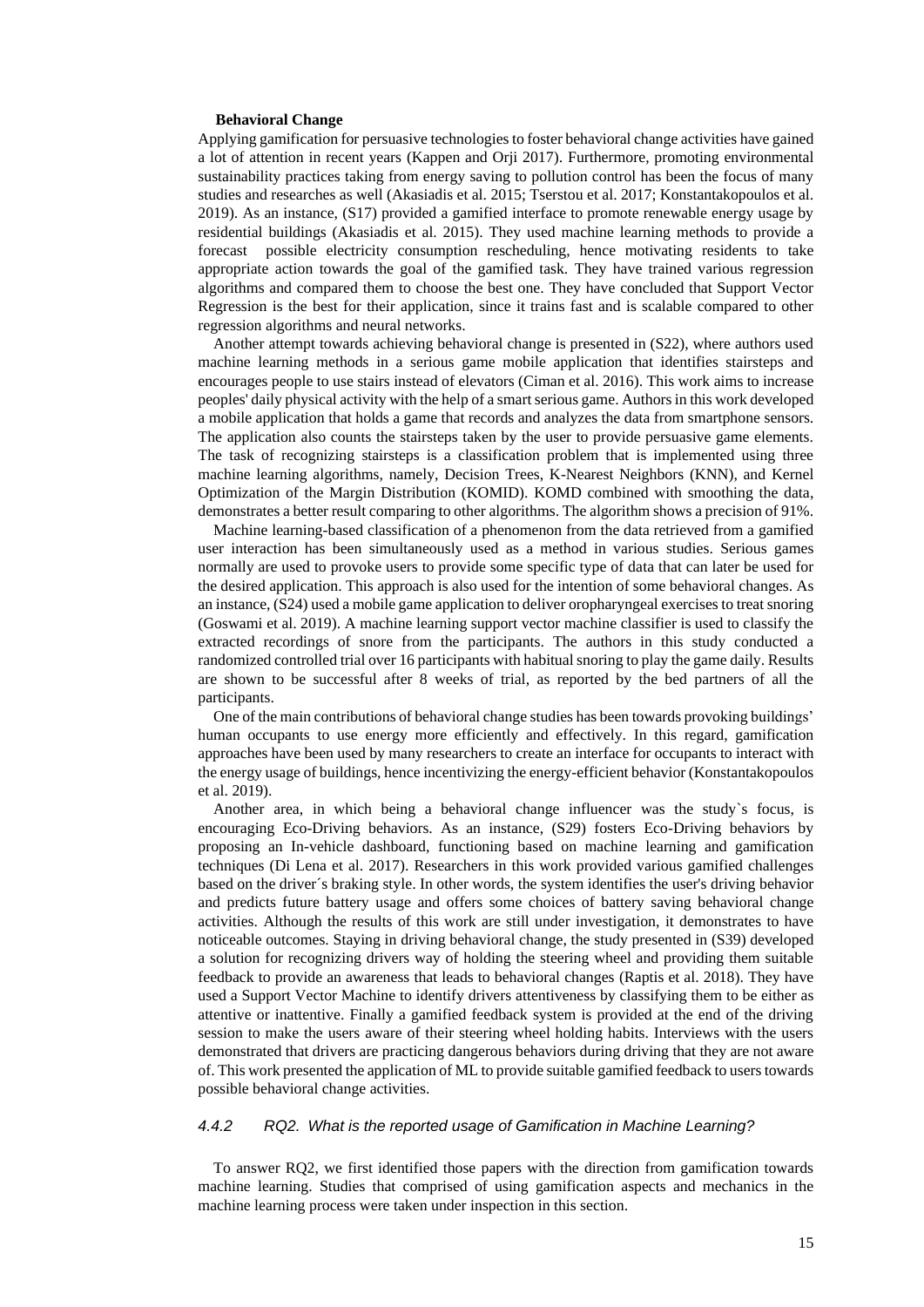**Behavioral Change**

Applying gamification for persuasive technologies to foster behavioral change activities have gained a lot of attention in recent years (Kappen and Orji 2017). Furthermore, promoting environmental sustainability practices taking from energy saving to pollution control has been the focus of many studies and researches as well (Akasiadis et al. 2015; Tserstou et al. 2017; Konstantakopoulos et al. 2019). As an instance, (S17) provided a gamified interface to promote renewable energy usage by residential buildings (Akasiadis et al. 2015). They used machine learning methods to provide a forecast possible electricity consumption rescheduling, hence motivating residents to take appropriate action towards the goal of the gamified task. They have trained various regression algorithms and compared them to choose the best one. They have concluded that Support Vector Regression is the best for their application, since it trains fast and is scalable compared to other regression algorithms and neural networks.

Another attempt towards achieving behavioral change is presented in (S22), where authors used machine learning methods in a serious game mobile application that identifies stairsteps and encourages people to use stairs instead of elevators (Ciman et al. 2016). This work aims to increase peoples' daily physical activity with the help of a smart serious game. Authors in this work developed a mobile application that holds a game that records and analyzes the data from smartphone sensors. The application also counts the stairsteps taken by the user to provide persuasive game elements. The task of recognizing stairsteps is a classification problem that is implemented using three machine learning algorithms, namely, Decision Trees, K-Nearest Neighbors (KNN), and Kernel Optimization of the Margin Distribution (KOMID). KOMD combined with smoothing the data, demonstrates a better result comparing to other algorithms. The algorithm shows a precision of 91%.

Machine learning-based classification of a phenomenon from the data retrieved from a gamified user interaction has been simultaneously used as a method in various studies. Serious games normally are used to provoke users to provide some specific type of data that can later be used for the desired application. This approach is also used for the intention of some behavioral changes. As an instance, (S24) used a mobile game application to deliver oropharyngeal exercises to treat snoring (Goswami et al. 2019). A machine learning support vector machine classifier is used to classify the extracted recordings of snore from the participants. The authors in this study conducted a randomized controlled trial over 16 participants with habitual snoring to play the game daily. Results are shown to be successful after 8 weeks of trial, as reported by the bed partners of all the participants.

One of the main contributions of behavioral change studies has been towards provoking buildings' human occupants to use energy more efficiently and effectively. In this regard, gamification approaches have been used by many researchers to create an interface for occupants to interact with the energy usage of buildings, hence incentivizing the energy-efficient behavior (Konstantakopoulos et al. 2019).

Another area, in which being a behavioral change influencer was the study`s focus, is encouraging Eco-Driving behaviors. As an instance, (S29) fosters Eco-Driving behaviors by proposing an In-vehicle dashboard, functioning based on machine learning and gamification techniques (Di Lena et al. 2017). Researchers in this work provided various gamified challenges based on the driver´s braking style. In other words, the system identifies the user's driving behavior and predicts future battery usage and offers some choices of battery saving behavioral change activities. Although the results of this work are still under investigation, it demonstrates to have noticeable outcomes. Staying in driving behavioral change, the study presented in (S39) developed a solution for recognizing drivers way of holding the steering wheel and providing them suitable feedback to provide an awareness that leads to behavioral changes (Raptis et al. 2018). They have used a Support Vector Machine to identify drivers attentiveness by classifying them to be either as attentive or inattentive. Finally a gamified feedback system is provided at the end of the driving session to make the users aware of their steering wheel holding habits. Interviews with the users demonstrated that drivers are practicing dangerous behaviors during driving that they are not aware of. This work presented the application of ML to provide suitable gamified feedback to users towards possible behavioral change activities.

#### *4.4.2 RQ2. What is the reported usage of Gamification in Machine Learning?*

To answer RQ2, we first identified those papers with the direction from gamification towards machine learning. Studies that comprised of using gamification aspects and mechanics in the machine learning process were taken under inspection in this section.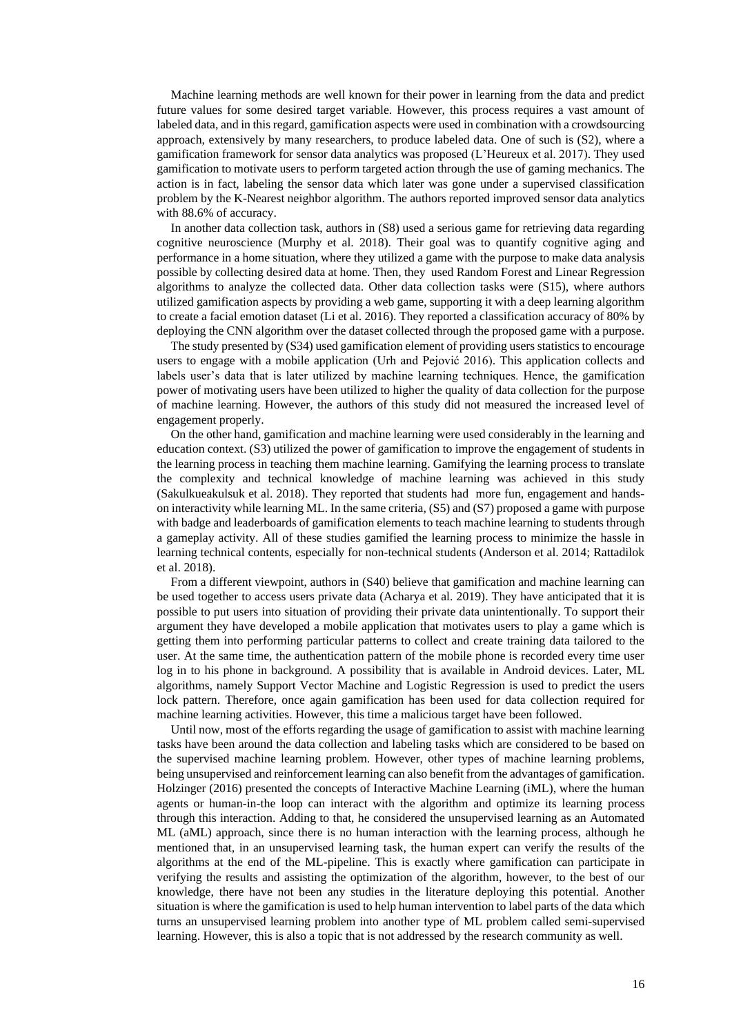Machine learning methods are well known for their power in learning from the data and predict future values for some desired target variable. However, this process requires a vast amount of labeled data, and in this regard, gamification aspects were used in combination with a crowdsourcing approach, extensively by many researchers, to produce labeled data. One of such is (S2), where a gamification framework for sensor data analytics was proposed (L'Heureux et al. 2017). They used gamification to motivate users to perform targeted action through the use of gaming mechanics. The action is in fact, labeling the sensor data which later was gone under a supervised classification problem by the K-Nearest neighbor algorithm. The authors reported improved sensor data analytics with 88.6% of accuracy.

In another data collection task, authors in (S8) used a serious game for retrieving data regarding cognitive neuroscience (Murphy et al. 2018). Their goal was to quantify cognitive aging and performance in a home situation, where they utilized a game with the purpose to make data analysis possible by collecting desired data at home. Then, they used Random Forest and Linear Regression algorithms to analyze the collected data. Other data collection tasks were (S15), where authors utilized gamification aspects by providing a web game, supporting it with a deep learning algorithm to create a facial emotion dataset (Li et al. 2016). They reported a classification accuracy of 80% by deploying the CNN algorithm over the dataset collected through the proposed game with a purpose.

The study presented by (S34) used gamification element of providing users statistics to encourage users to engage with a mobile application (Urh and Pejović 2016). This application collects and labels user's data that is later utilized by machine learning techniques. Hence, the gamification power of motivating users have been utilized to higher the quality of data collection for the purpose of machine learning. However, the authors of this study did not measured the increased level of engagement properly.

On the other hand, gamification and machine learning were used considerably in the learning and education context. (S3) utilized the power of gamification to improve the engagement of students in the learning process in teaching them machine learning. Gamifying the learning process to translate the complexity and technical knowledge of machine learning was achieved in this study (Sakulkueakulsuk et al. 2018). They reported that students had more fun, engagement and hands-on interactivity while learning ML. In the same criteria, (S5) and (S7) proposed a game with purpose with badge and leaderboards of gamification elements to teach machine learning to students through a gameplay activity. All of these studies gamified the learning process to minimize the hassle in learning technical contents, especially for non-technical students (Anderson et al. 2014; Rattadilok et al. 2018).

From a different viewpoint, authors in (S40) believe that gamification and machine learning can be used together to access users private data (Acharya et al. 2019). They have anticipated that it is possible to put users into situation of providing their private data unintentionally. To support their argument they have developed a mobile application that motivates users to play a game which is getting them into performing particular patterns to collect and create training data tailored to the user. At the same time, the authentication pattern of the mobile phone is recorded every time user log in to his phone in background. A possibility that is available in Android devices. Later, ML algorithms, namely Support Vector Machine and Logistic Regression is used to predict the users lock pattern. Therefore, once again gamification has been used for data collection required for machine learning activities. However, this time a malicious target have been followed.

Until now, most of the efforts regarding the usage of gamification to assist with machine learning tasks have been around the data collection and labeling tasks which are considered to be based on the supervised machine learning problem. However, other types of machine learning problems, being unsupervised and reinforcement learning can also benefit from the advantages of gamification. Holzinger (2016) presented the concepts of Interactive Machine Learning (iML), where the human agents or human-in-the loop can interact with the algorithm and optimize its learning process through this interaction. Adding to that, he considered the unsupervised learning as an Automated ML (aML) approach, since there is no human interaction with the learning process, although he mentioned that, in an unsupervised learning task, the human expert can verify the results of the algorithms at the end of the ML-pipeline. This is exactly where gamification can participate in verifying the results and assisting the optimization of the algorithm, however, to the best of our knowledge, there have not been any studies in the literature deploying this potential. Another situation is where the gamification is used to help human intervention to label parts of the data which turns an unsupervised learning problem into another type of ML problem called semi-supervised learning. However, this is also a topic that is not addressed by the research community as well.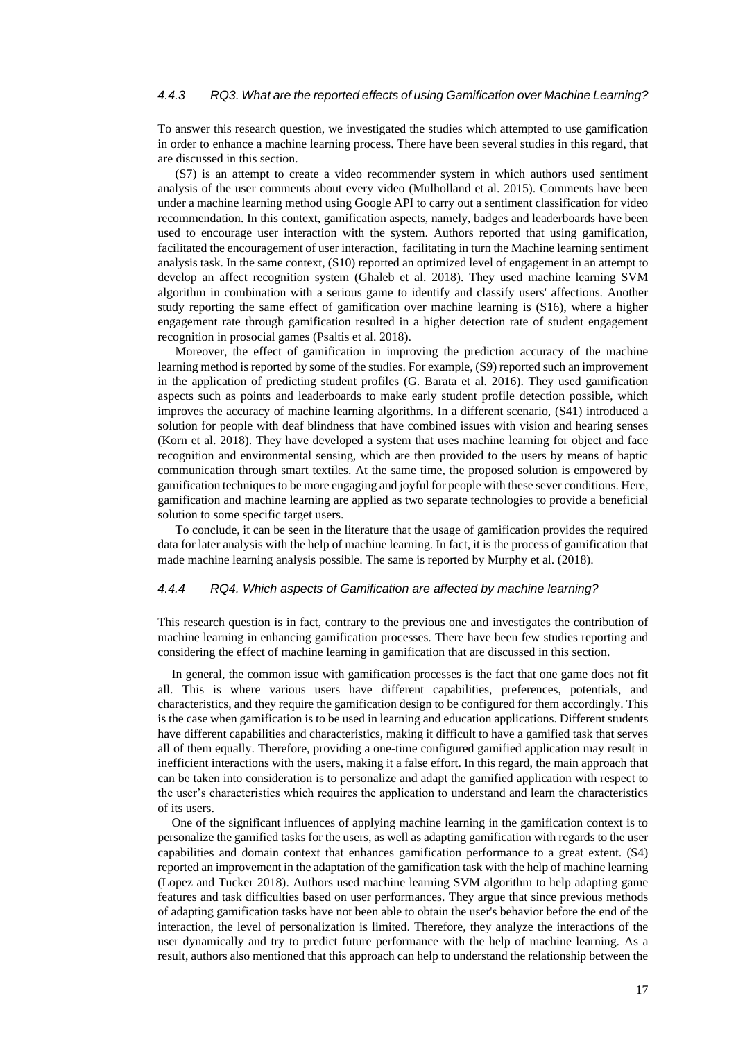#### 4.4.3 RQ3. What are the reported effects of using Gamification over Machine Learning?

To answer this research question, we investigated the studies which attempted to use gamification in order to enhance a machine learning process. There have been several studies in this regard, that are discussed in this section.

(S7) is an attempt to create a video recommender system in which authors used sentiment analysis of the user comments about every video (Mulholland et al. 2015). Comments have been under a machine learning method using Google API to carry out a sentiment classification for video recommendation. In this context, gamification aspects, namely, badges and leaderboards have been used to encourage user interaction with the system. Authors reported that using gamification, facilitated the encouragement of user interaction, facilitating in turn the Machine learning sentiment analysis task. In the same context, (S10) reported an optimized level of engagement in an attempt to develop an affect recognition system (Ghaleb et al. 2018). They used machine learning SVM algorithm in combination with a serious game to identify and classify users' affections. Another study reporting the same effect of gamification over machine learning is (S16), where a higher engagement rate through gamification resulted in a higher detection rate of student engagement recognition in prosocial games (Psaltis et al. 2018).

Moreover, the effect of gamification in improving the prediction accuracy of the machine learning method is reported by some of the studies. For example, (S9) reported such an improvement in the application of predicting student profiles (G. Barata et al. 2016). They used gamification aspects such as points and leaderboards to make early student profile detection possible, which improves the accuracy of machine learning algorithms. In a different scenario, (S41) introduced a solution for people with deaf blindness that have combined issues with vision and hearing senses (Korn et al. 2018). They have developed a system that uses machine learning for object and face recognition and environmental sensing, which are then provided to the users by means of haptic communication through smart textiles. At the same time, the proposed solution is empowered by gamification techniques to be more engaging and joyful for people with these sever conditions. Here, gamification and machine learning are applied as two separate technologies to provide a beneficial solution to some specific target users.

To conclude, it can be seen in the literature that the usage of gamification provides the required data for later analysis with the help of machine learning. In fact, it is the process of gamification that made machine learning analysis possible. The same is reported by Murphy et al. (2018).

#### 4.4.4 RQ4. Which aspects of Gamification are affected by machine learning?

This research question is in fact, contrary to the previous one and investigates the contribution of machine learning in enhancing gamification processes. There have been few studies reporting and considering the effect of machine learning in gamification that are discussed in this section.

In general, the common issue with gamification processes is the fact that one game does not fit all. This is where various users have different capabilities, preferences, potentials, and characteristics, and they require the gamification design to be configured for them accordingly. This is the case when gamification is to be used in learning and education applications. Different students have different capabilities and characteristics, making it difficult to have a gamified task that serves all of them equally. Therefore, providing a one-time configured gamified application may result in inefficient interactions with the users, making it a false effort. In this regard, the main approach that can be taken into consideration is to personalize and adapt the gamified application with respect to the user's characteristics which requires the application to understand and learn the characteristics of its users.

One of the significant influences of applying machine learning in the gamification context is to personalize the gamified tasks for the users, as well as adapting gamification with regards to the user capabilities and domain context that enhances gamification performance to a great extent. (S4) reported an improvement in the adaptation of the gamification task with the help of machine learning (Lopez and Tucker 2018). Authors used machine learning SVM algorithm to help adapting game features and task difficulties based on user performances. They argue that since previous methods of adapting gamification tasks have not been able to obtain the user's behavior before the end of the interaction, the level of personalization is limited. Therefore, they analyze the interactions of the user dynamically and try to predict future performance with the help of machine learning. As a result, authors also mentioned that this approach can help to understand the relationship between the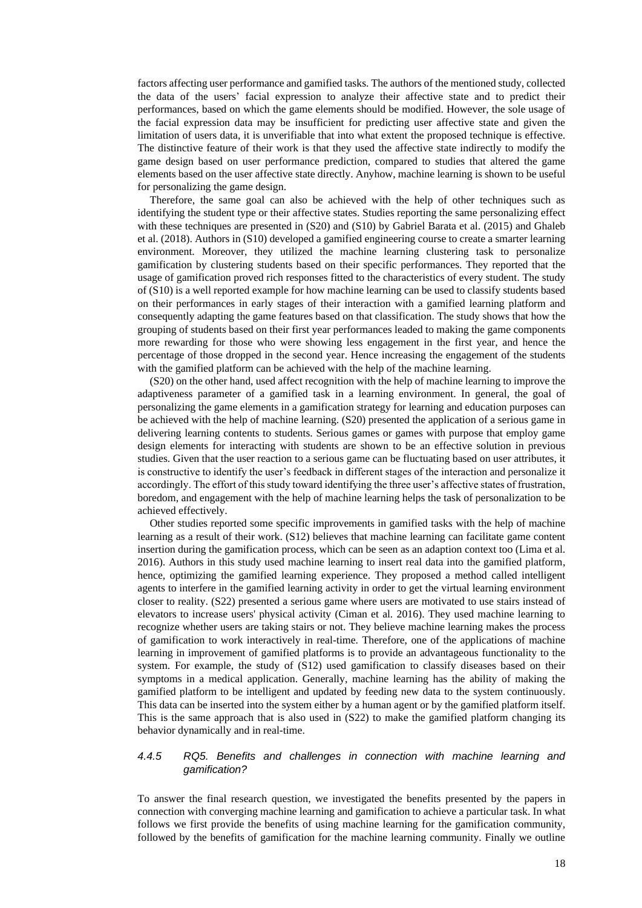factors affecting user performance and gamified tasks. The authors of the mentioned study, collected the data of the users' facial expression to analyze their affective state and to predict their performances, based on which the game elements should be modified. However, the sole usage of the facial expression data may be insufficient for predicting user affective state and given the limitation of users data, it is unverifiable that into what extent the proposed technique is effective. The distinctive feature of their work is that they used the affective state indirectly to modify the game design based on user performance prediction, compared to studies that altered the game elements based on the user affective state directly. Anyhow, machine learning is shown to be useful for personalizing the game design.

Therefore, the same goal can also be achieved with the help of other techniques such as identifying the student type or their affective states. Studies reporting the same personalizing effect with these techniques are presented in (S20) and (S10) by Gabriel Barata et al. (2015) and Ghaleb et al. (2018). Authors in (S10) developed a gamified engineering course to create a smarter learning environment. Moreover, they utilized the machine learning clustering task to personalize gamification by clustering students based on their specific performances. They reported that the usage of gamification proved rich responses fitted to the characteristics of every student. The study of (S10) is a well reported example for how machine learning can be used to classify students based on their performances in early stages of their interaction with a gamified learning platform and consequently adapting the game features based on that classification. The study shows that how the grouping of students based on their first year performances leaded to making the game components more rewarding for those who were showing less engagement in the first year, and hence the percentage of those dropped in the second year. Hence increasing the engagement of the students with the gamified platform can be achieved with the help of the machine learning.

(S20) on the other hand, used affect recognition with the help of machine learning to improve the adaptiveness parameter of a gamified task in a learning environment. In general, the goal of personalizing the game elements in a gamification strategy for learning and education purposes can be achieved with the help of machine learning. (S20) presented the application of a serious game in delivering learning contents to students. Serious games or games with purpose that employ game design elements for interacting with students are shown to be an effective solution in previous studies. Given that the user reaction to a serious game can be fluctuating based on user attributes, it is constructive to identify the user's feedback in different stages of the interaction and personalize it accordingly. The effort of this study toward identifying the three user's affective states of frustration, boredom, and engagement with the help of machine learning helps the task of personalization to be achieved effectively.

Other studies reported some specific improvements in gamified tasks with the help of machine learning as a result of their work. (S12) believes that machine learning can facilitate game content insertion during the gamification process, which can be seen as an adaption context too (Lima et al. 2016). Authors in this study used machine learning to insert real data into the gamified platform, hence, optimizing the gamified learning experience. They proposed a method called intelligent agents to interfere in the gamified learning activity in order to get the virtual learning environment closer to reality. (S22) presented a serious game where users are motivated to use stairs instead of elevators to increase users' physical activity (Ciman et al. 2016). They used machine learning to recognize whether users are taking stairs or not. They believe machine learning makes the process of gamification to work interactively in real-time. Therefore, one of the applications of machine learning in improvement of gamified platforms is to provide an advantageous functionality to the system. For example, the study of (S12) used gamification to classify diseases based on their symptoms in a medical application. Generally, machine learning has the ability of making the gamified platform to be intelligent and updated by feeding new data to the system continuously. This data can be inserted into the system either by a human agent or by the gamified platform itself. This is the same approach that is also used in (S22) to make the gamified platform changing its behavior dynamically and in real-time.

#### 4.4.5 *RQ5. Benefits and challenges in connection with machine learning and gamification?*

To answer the final research question, we investigated the benefits presented by the papers in connection with converging machine learning and gamification to achieve a particular task. In what follows we first provide the benefits of using machine learning for the gamification community, followed by the benefits of gamification for the machine learning community. Finally we outline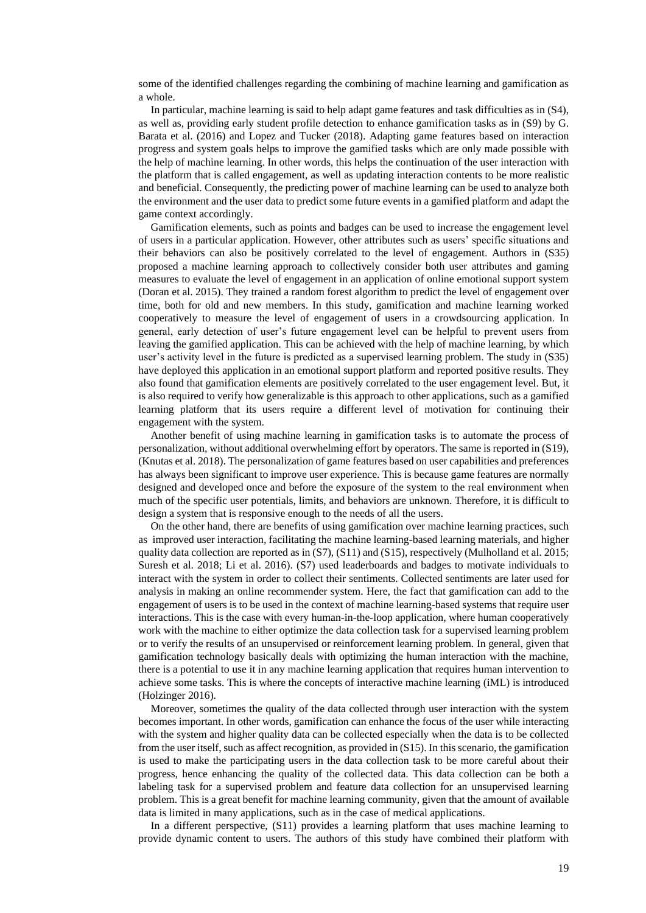some of the identified challenges regarding the combining of machine learning and gamification as a whole.

In particular, machine learning is said to help adapt game features and task difficulties as in (S4), as well as, providing early student profile detection to enhance gamification tasks as in (S9) by G. Barata et al. (2016) and Lopez and Tucker (2018). Adapting game features based on interaction progress and system goals helps to improve the gamified tasks which are only made possible with the help of machine learning. In other words, this helps the continuation of the user interaction with the platform that is called engagement, as well as updating interaction contents to be more realistic and beneficial. Consequently, the predicting power of machine learning can be used to analyze both the environment and the user data to predict some future events in a gamified platform and adapt the game context accordingly.

Gamification elements, such as points and badges can be used to increase the engagement level of users in a particular application. However, other attributes such as users' specific situations and their behaviors can also be positively correlated to the level of engagement. Authors in (S35) proposed a machine learning approach to collectively consider both user attributes and gaming measures to evaluate the level of engagement in an application of online emotional support system (Doran et al. 2015). They trained a random forest algorithm to predict the level of engagement over time, both for old and new members. In this study, gamification and machine learning worked cooperatively to measure the level of engagement of users in a crowdsourcing application. In general, early detection of user's future engagement level can be helpful to prevent users from leaving the gamified application. This can be achieved with the help of machine learning, by which user's activity level in the future is predicted as a supervised learning problem. The study in (S35) have deployed this application in an emotional support platform and reported positive results. They also found that gamification elements are positively correlated to the user engagement level. But, it is also required to verify how generalizable is this approach to other applications, such as a gamified learning platform that its users require a different level of motivation for continuing their engagement with the system.

Another benefit of using machine learning in gamification tasks is to automate the process of personalization, without additional overwhelming effort by operators. The same is reported in (S19), (Knutas et al. 2018). The personalization of game features based on user capabilities and preferences has always been significant to improve user experience. This is because game features are normally designed and developed once and before the exposure of the system to the real environment when much of the specific user potentials, limits, and behaviors are unknown. Therefore, it is difficult to design a system that is responsive enough to the needs of all the users.

On the other hand, there are benefits of using gamification over machine learning practices, such as improved user interaction, facilitating the machine learning-based learning materials, and higher quality data collection are reported as in (S7), (S11) and (S15), respectively (Mulholland et al. 2015; Suresh et al. 2018; Li et al. 2016). (S7) used leaderboards and badges to motivate individuals to interact with the system in order to collect their sentiments. Collected sentiments are later used for analysis in making an online recommender system. Here, the fact that gamification can add to the engagement of users is to be used in the context of machine learning-based systems that require user interactions. This is the case with every human-in-the-loop application, where human cooperatively work with the machine to either optimize the data collection task for a supervised learning problem or to verify the results of an unsupervised or reinforcement learning problem. In general, given that gamification technology basically deals with optimizing the human interaction with the machine, there is a potential to use it in any machine learning application that requires human intervention to achieve some tasks. This is where the concepts of interactive machine learning (iML) is introduced (Holzinger 2016).

Moreover, sometimes the quality of the data collected through user interaction with the system becomes important. In other words, gamification can enhance the focus of the user while interacting with the system and higher quality data can be collected especially when the data is to be collected from the user itself, such as affect recognition, as provided in (S15). In this scenario, the gamification is used to make the participating users in the data collection task to be more careful about their progress, hence enhancing the quality of the collected data. This data collection can be both a labeling task for a supervised problem and feature data collection for an unsupervised learning problem. This is a great benefit for machine learning community, given that the amount of available data is limited in many applications, such as in the case of medical applications.

In a different perspective, (S11) provides a learning platform that uses machine learning to provide dynamic content to users. The authors of this study have combined their platform with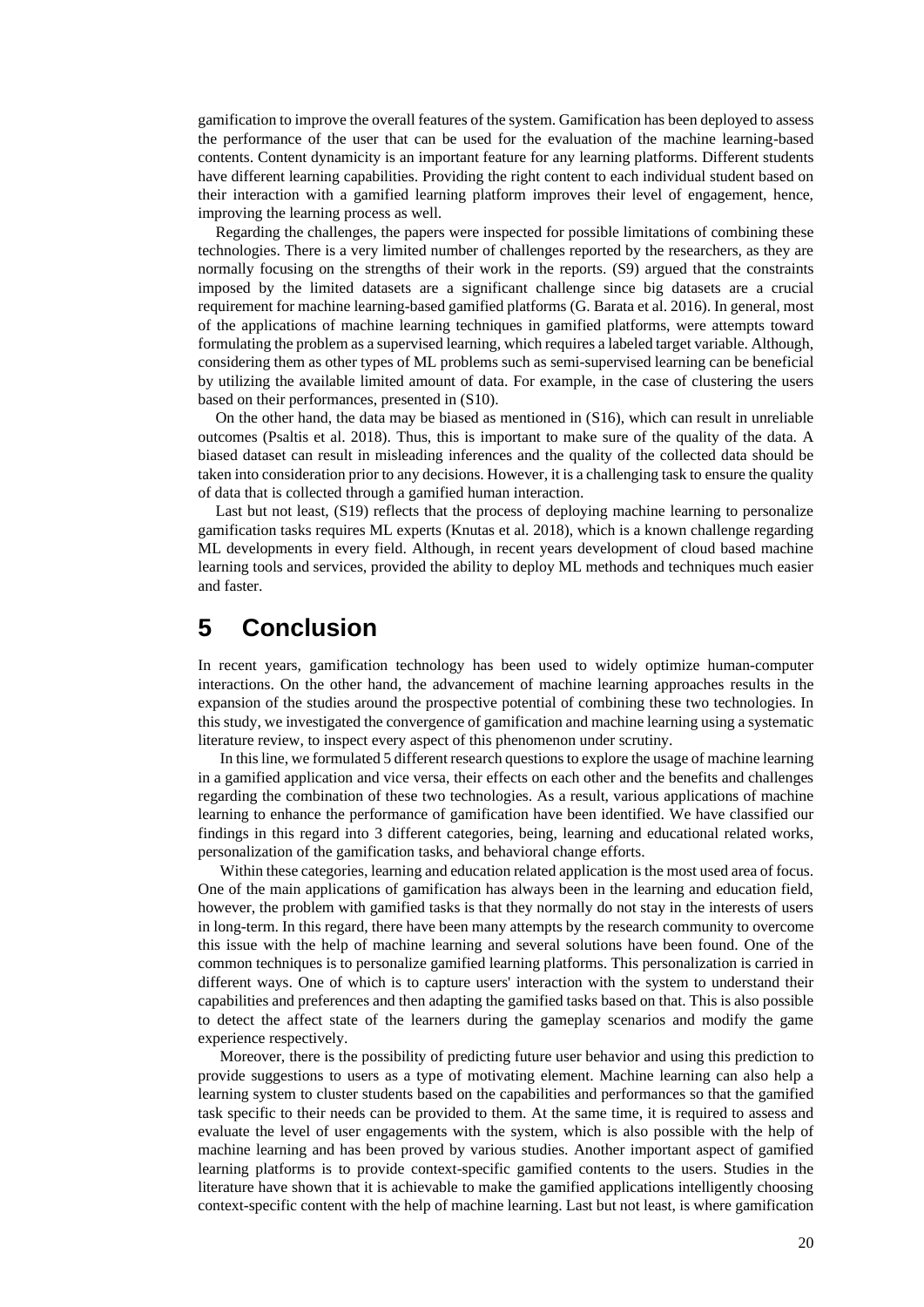gamification to improve the overall features of the system. Gamification has been deployed to assess the performance of the user that can be used for the evaluation of the machine learning-based contents. Content dynamicity is an important feature for any learning platforms. Different students have different learning capabilities. Providing the right content to each individual student based on their interaction with a gamified learning platform improves their level of engagement, hence, improving the learning process as well.

Regarding the challenges, the papers were inspected for possible limitations of combining these technologies. There is a very limited number of challenges reported by the researchers, as they are normally focusing on the strengths of their work in the reports. (S9) argued that the constraints imposed by the limited datasets are a significant challenge since big datasets are a crucial requirement for machine learning-based gamified platforms (G. Barata et al. 2016). In general, most of the applications of machine learning techniques in gamified platforms, were attempts toward formulating the problem as a supervised learning, which requires a labeled target variable. Although, considering them as other types of ML problems such as semi-supervised learning can be beneficial by utilizing the available limited amount of data. For example, in the case of clustering the users based on their performances, presented in (S10).

On the other hand, the data may be biased as mentioned in (S16), which can result in unreliable outcomes (Psaltis et al. 2018). Thus, this is important to make sure of the quality of the data. A biased dataset can result in misleading inferences and the quality of the collected data should be taken into consideration prior to any decisions. However, it is a challenging task to ensure the quality of data that is collected through a gamified human interaction.

Last but not least, (S19) reflects that the process of deploying machine learning to personalize gamification tasks requires ML experts (Knutas et al. 2018), which is a known challenge regarding ML developments in every field. Although, in recent years development of cloud based machine learning tools and services, provided the ability to deploy ML methods and techniques much easier and faster.

# 5 Conclusion

In recent years, gamification technology has been used to widely optimize human-computer interactions. On the other hand, the advancement of machine learning approaches results in the expansion of the studies around the prospective potential of combining these two technologies. In this study, we investigated the convergence of gamification and machine learning using a systematic literature review, to inspect every aspect of this phenomenon under scrutiny.

In this line, we formulated 5 different research questions to explore the usage of machine learning in a gamified application and vice versa, their effects on each other and the benefits and challenges regarding the combination of these two technologies. As a result, various applications of machine learning to enhance the performance of gamification have been identified. We have classified our findings in this regard into 3 different categories, being, learning and educational related works, personalization of the gamification tasks, and behavioral change efforts.

Within these categories, learning and education related application is the most used area of focus. One of the main applications of gamification has always been in the learning and education field, however, the problem with gamified tasks is that they normally do not stay in the interests of users in long-term. In this regard, there have been many attempts by the research community to overcome this issue with the help of machine learning and several solutions have been found. One of the common techniques is to personalize gamified learning platforms. This personalization is carried in different ways. One of which is to capture users' interaction with the system to understand their capabilities and preferences and then adapting the gamified tasks based on that. This is also possible to detect the affect state of the learners during the gameplay scenarios and modify the game experience respectively.

Moreover, there is the possibility of predicting future user behavior and using this prediction to provide suggestions to users as a type of motivating element. Machine learning can also help a learning system to cluster students based on the capabilities and performances so that the gamified task specific to their needs can be provided to them. At the same time, it is required to assess and evaluate the level of user engagements with the system, which is also possible with the help of machine learning and has been proved by various studies. Another important aspect of gamified learning platforms is to provide context-specific gamified contents to the users. Studies in the literature have shown that it is achievable to make the gamified applications intelligently choosing context-specific content with the help of machine learning. Last but not least, is where gamification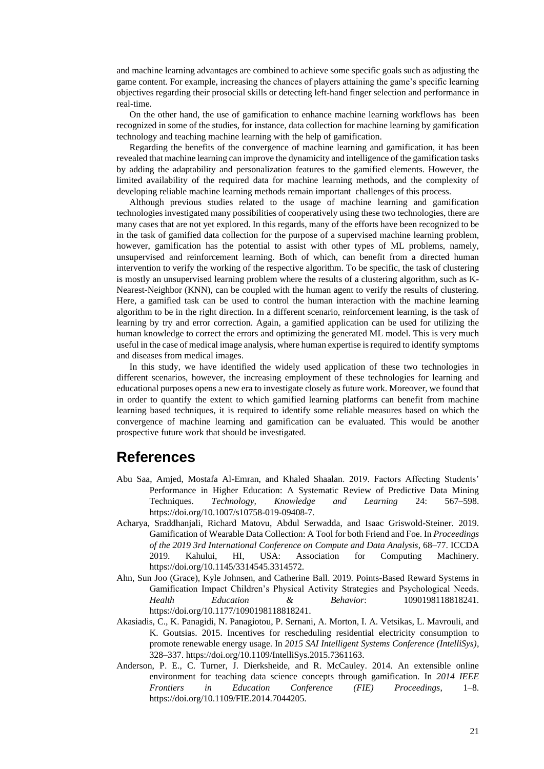and machine learning advantages are combined to achieve some specific goals such as adjusting the game content. For example, increasing the chances of players attaining the game's specific learning objectives regarding their prosocial skills or detecting left-hand finger selection and performance in real-time.

On the other hand, the use of gamification to enhance machine learning workflows has been recognized in some of the studies, for instance, data collection for machine learning by gamification technology and teaching machine learning with the help of gamification.

Regarding the benefits of the convergence of machine learning and gamification, it has been revealed that machine learning can improve the dynamicity and intelligence of the gamification tasks by adding the adaptability and personalization features to the gamified elements. However, the limited availability of the required data for machine learning methods, and the complexity of developing reliable machine learning methods remain important challenges of this process.

Although previous studies related to the usage of machine learning and gamification technologies investigated many possibilities of cooperatively using these two technologies, there are many cases that are not yet explored. In this regards, many of the efforts have been recognized to be in the task of gamified data collection for the purpose of a supervised machine learning problem, however, gamification has the potential to assist with other types of ML problems, namely, unsupervised and reinforcement learning. Both of which, can benefit from a directed human intervention to verify the working of the respective algorithm. To be specific, the task of clustering is mostly an unsupervised learning problem where the results of a clustering algorithm, such as K-Nearest-Neighbor (KNN), can be coupled with the human agent to verify the results of clustering. Here, a gamified task can be used to control the human interaction with the machine learning algorithm to be in the right direction. In a different scenario, reinforcement learning, is the task of learning by try and error correction. Again, a gamified application can be used for utilizing the human knowledge to correct the errors and optimizing the generated ML model. This is very much useful in the case of medical image analysis, where human expertise is required to identify symptoms and diseases from medical images.

In this study, we have identified the widely used application of these two technologies in different scenarios, however, the increasing employment of these technologies for learning and educational purposes opens a new era to investigate closely as future work. Moreover, we found that in order to quantify the extent to which gamified learning platforms can benefit from machine learning based techniques, it is required to identify some reliable measures based on which the convergence of machine learning and gamification can be evaluated. This would be another prospective future work that should be investigated.

# References

Abu Saa, Amjed, Mostafa Al-Emran, and Khaled Shaalan. 2019. Factors Affecting Students' Performance in Higher Education: A Systematic Review of Predictive Data Mining Techniques. *Technology, Knowledge and Learning* 24: 567–598. https://doi.org/10.1007/s10758-019-09408-7.

Acharya, Sraddhanjali, Richard Matovu, Abdul Serwadda, and Isaac Griswold-Steiner. 2019. Gamification of Wearable Data Collection: A Tool for both Friend and Foe. In *Proceedings of the 2019 3rd International Conference on Compute and Data Analysis*, 68–77. ICCDA 2019. Kahului, HI, USA: Association for Computing Machinery. https://doi.org/10.1145/3314545.3314572.

Ahn, Sun Joo (Grace), Kyle Johnsen, and Catherine Ball. 2019. Points-Based Reward Systems in Gamification Impact Children's Physical Activity Strategies and Psychological Needs. *Health Education & Behavior*: 1090198118818241. https://doi.org/10.1177/1090198118818241.

Akasiadis, C., K. Panagidi, N. Panagiotou, P. Sernani, A. Morton, I. A. Vetsikas, L. Mavrouli, and K. Goutsias. 2015. Incentives for rescheduling residential electricity consumption to promote renewable energy usage. In *2015 SAI Intelligent Systems Conference (IntelliSys)*, 328–337. https://doi.org/10.1109/IntelliSys.2015.7361163.

Anderson, P. E., C. Turner, J. Dierksheide, and R. McCauley. 2014. An extensible online environment for teaching data science concepts through gamification. In *2014 IEEE Frontiers in Education Conference (FIE) Proceedings*, 1–8. https://doi.org/10.1109/FIE.2014.7044205.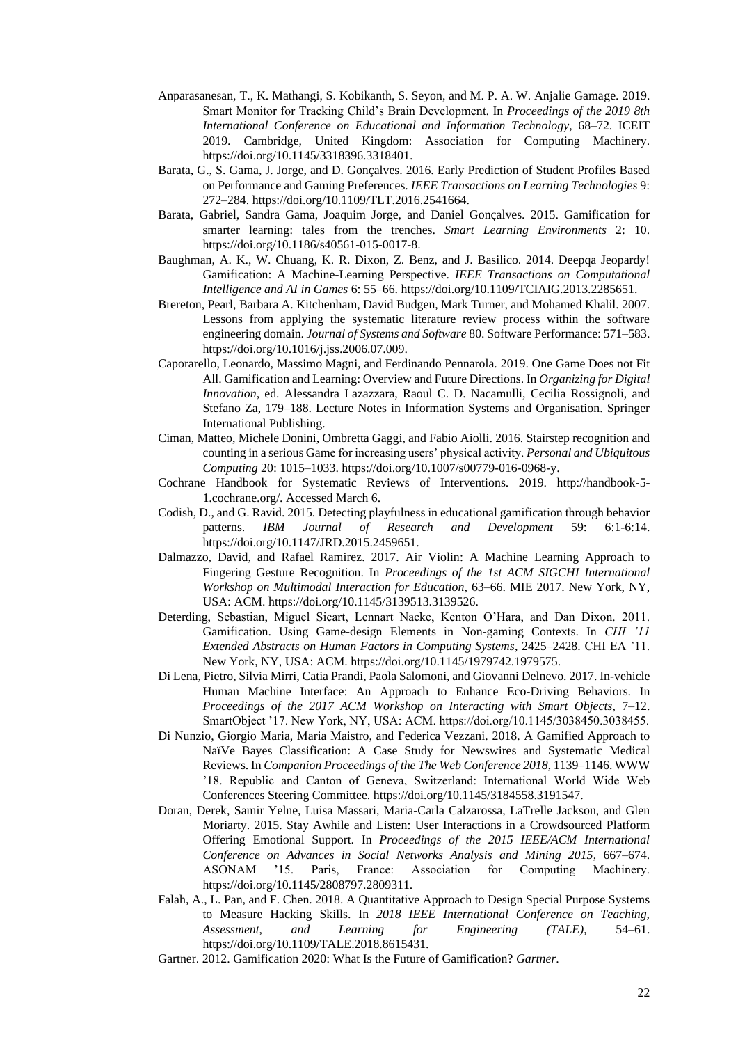Anparasanesan, T., K. Mathangi, S. Kobikanth, S. Seyon, and M. P. A. W. Anjalie Gamage. 2019. Smart Monitor for Tracking Child's Brain Development. In *Proceedings of the 2019 8th International Conference on Educational and Information Technology*, 68–72. ICEIT 2019. Cambridge, United Kingdom: Association for Computing Machinery. https://doi.org/10.1145/3318396.3318401.

Barata, G., S. Gama, J. Jorge, and D. Gonçalves. 2016. Early Prediction of Student Profiles Based on Performance and Gaming Preferences. *IEEE Transactions on Learning Technologies* 9: 272–284. https://doi.org/10.1109/TLT.2016.2541664.

Barata, Gabriel, Sandra Gama, Joaquim Jorge, and Daniel Gonçalves. 2015. Gamification for smarter learning: tales from the trenches. *Smart Learning Environments* 2: 10. https://doi.org/10.1186/s40561-015-0017-8.

Baughman, A. K., W. Chuang, K. R. Dixon, Z. Benz, and J. Basilico. 2014. Deepqa Jeopardy! Gamification: A Machine-Learning Perspective. *IEEE Transactions on Computational Intelligence and AI in Games* 6: 55–66. https://doi.org/10.1109/TCIAIG.2013.2285651.

Brereton, Pearl, Barbara A. Kitchenham, David Budgen, Mark Turner, and Mohamed Khalil. 2007. Lessons from applying the systematic literature review process within the software engineering domain. *Journal of Systems and Software* 80. Software Performance: 571–583. https://doi.org/10.1016/j.jss.2006.07.009.

Caporarello, Leonardo, Massimo Magni, and Ferdinando Pennarola. 2019. One Game Does not Fit All. Gamification and Learning: Overview and Future Directions. In *Organizing for Digital Innovation*, ed. Alessandra Lazazzara, Raoul C. D. Nacamulli, Cecilia Rossignoli, and Stefano Za, 179–188. Lecture Notes in Information Systems and Organisation. Springer International Publishing.

Ciman, Matteo, Michele Donini, Ombretta Gaggi, and Fabio Aiolli. 2016. Stairstep recognition and counting in a serious Game for increasing users' physical activity. *Personal and Ubiquitous Computing* 20: 1015–1033. https://doi.org/10.1007/s00779-016-0968-y.

Cochrane Handbook for Systematic Reviews of Interventions. 2019. http://handbook-5-1.cochrane.org/. Accessed March 6.

Codish, D., and G. Ravid. 2015. Detecting playfulness in educational gamification through behavior patterns. *IBM Journal of Research and Development* 59: 6:1-6:14. https://doi.org/10.1147/JRD.2015.2459651.

Dalmazzo, David, and Rafael Ramirez. 2017. Air Violin: A Machine Learning Approach to Fingering Gesture Recognition. In *Proceedings of the 1st ACM SIGCHI International Workshop on Multimodal Interaction for Education*, 63–66. MIE 2017. New York, NY, USA: ACM. https://doi.org/10.1145/3139513.3139526.

Deterding, Sebastian, Miguel Sicart, Lennart Nacke, Kenton O'Hara, and Dan Dixon. 2011. Gamification. Using Game-design Elements in Non-gaming Contexts. In *CHI '11 Extended Abstracts on Human Factors in Computing Systems*, 2425–2428. CHI EA '11. New York, NY, USA: ACM. https://doi.org/10.1145/1979742.1979575.

Di Lena, Pietro, Silvia Mirri, Catia Prandi, Paola Salomoni, and Giovanni Delnevo. 2017. In-vehicle Human Machine Interface: An Approach to Enhance Eco-Driving Behaviors. In *Proceedings of the 2017 ACM Workshop on Interacting with Smart Objects*, 7–12. SmartObject '17. New York, NY, USA: ACM. https://doi.org/10.1145/3038450.3038455.

Di Nunzio, Giorgio Maria, Maria Maistro, and Federica Vezzani. 2018. A Gamified Approach to NaïVe Bayes Classification: A Case Study for Newswires and Systematic Medical Reviews. In *Companion Proceedings of the The Web Conference 2018*, 1139–1146. WWW '18. Republic and Canton of Geneva, Switzerland: International World Wide Web Conferences Steering Committee. https://doi.org/10.1145/3184558.3191547.

Doran, Derek, Samir Yelne, Luisa Massari, Maria-Carla Calzarossa, LaTrelle Jackson, and Glen Moriarty. 2015. Stay Awhile and Listen: User Interactions in a Crowdsourced Platform Offering Emotional Support. In *Proceedings of the 2015 IEEE/ACM International Conference on Advances in Social Networks Analysis and Mining 2015*, 667–674. ASONAM '15. Paris, France: Association for Computing Machinery. https://doi.org/10.1145/2808797.2809311.

Falah, A., L. Pan, and F. Chen. 2018. A Quantitative Approach to Design Special Purpose Systems to Measure Hacking Skills. In *2018 IEEE International Conference on Teaching, Assessment, and Learning for Engineering (TALE)*, 54–61. https://doi.org/10.1109/TALE.2018.8615431.

Gartner. 2012. Gamification 2020: What Is the Future of Gamification? *Gartner*.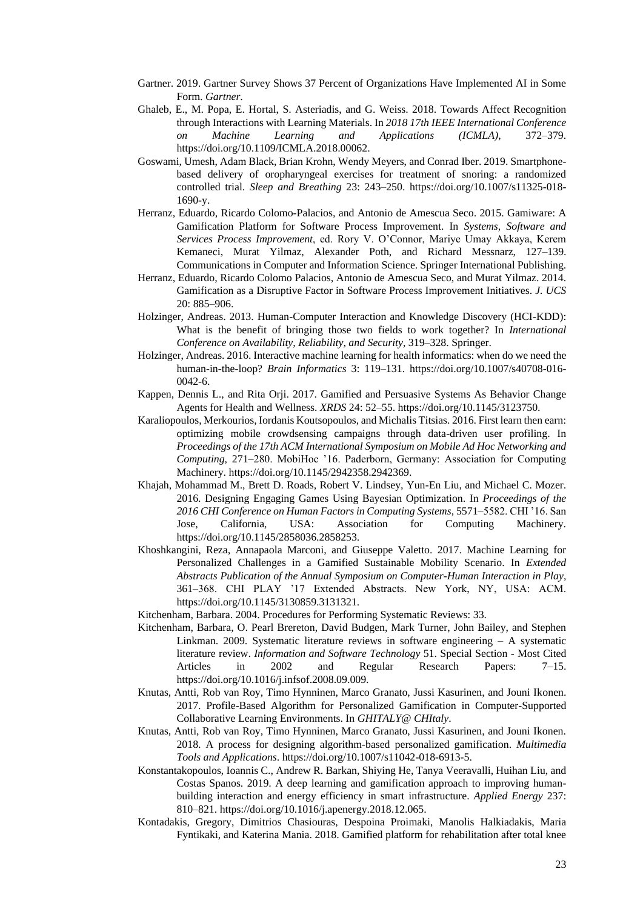Gartner. 2019. Gartner Survey Shows 37 Percent of Organizations Have Implemented AI in Some Form. *Gartner*.

Ghaleb, E., M. Popa, E. Hortal, S. Asteriadis, and G. Weiss. 2018. Towards Affect Recognition through Interactions with Learning Materials. In *2018 17th IEEE International Conference on Machine Learning and Applications (ICMLA)*, 372–379. https://doi.org/10.1109/ICMLA.2018.00062.

Goswami, Umesh, Adam Black, Brian Krohn, Wendy Meyers, and Conrad Iber. 2019. Smartphone-based delivery of oropharyngeal exercises for treatment of snoring: a randomized controlled trial. *Sleep and Breathing* 23: 243–250. https://doi.org/10.1007/s11325-018-1690-y.

Herranz, Eduardo, Ricardo Colomo-Palacios, and Antonio de Amescua Seco. 2015. Gamiware: A Gamification Platform for Software Process Improvement. In *Systems, Software and Services Process Improvement*, ed. Rory V. O'Connor, Mariye Umay Akkaya, Kerem Kemaneci, Murat Yilmaz, Alexander Poth, and Richard Messnarz, 127–139. Communications in Computer and Information Science. Springer International Publishing.

Herranz, Eduardo, Ricardo Colomo Palacios, Antonio de Amescua Seco, and Murat Yilmaz. 2014. Gamification as a Disruptive Factor in Software Process Improvement Initiatives. *J. UCS* 20: 885–906.

Holzinger, Andreas. 2013. Human-Computer Interaction and Knowledge Discovery (HCI-KDD): What is the benefit of bringing those two fields to work together? In *International Conference on Availability, Reliability, and Security*, 319–328. Springer.

Holzinger, Andreas. 2016. Interactive machine learning for health informatics: when do we need the human-in-the-loop? *Brain Informatics* 3: 119–131. https://doi.org/10.1007/s40708-016-0042-6.

Kappen, Dennis L., and Rita Orji. 2017. Gamified and Persuasive Systems As Behavior Change Agents for Health and Wellness. *XRDS* 24: 52–55. https://doi.org/10.1145/3123750.

Karaliopoulos, Merkourios, Iordanis Koutsopoulos, and Michalis Titsias. 2016. First learn then earn: optimizing mobile crowdsensing campaigns through data-driven user profiling. In *Proceedings of the 17th ACM International Symposium on Mobile Ad Hoc Networking and Computing*, 271–280. MobiHoc '16. Paderborn, Germany: Association for Computing Machinery. https://doi.org/10.1145/2942358.2942369.

Khajah, Mohammad M., Brett D. Roads, Robert V. Lindsey, Yun-En Liu, and Michael C. Mozer. 2016. Designing Engaging Games Using Bayesian Optimization. In *Proceedings of the 2016 CHI Conference on Human Factors in Computing Systems*, 5571–5582. CHI '16. San Jose, California, USA: Association for Computing Machinery. https://doi.org/10.1145/2858036.2858253.

Khoshkangini, Reza, Annapaola Marconi, and Giuseppe Valetto. 2017. Machine Learning for Personalized Challenges in a Gamified Sustainable Mobility Scenario. In *Extended Abstracts Publication of the Annual Symposium on Computer-Human Interaction in Play*, 361–368. CHI PLAY '17 Extended Abstracts. New York, NY, USA: ACM. https://doi.org/10.1145/3130859.3131321.

Kitchenham, Barbara. 2004. Procedures for Performing Systematic Reviews: 33.

Kitchenham, Barbara, O. Pearl Brereton, David Budgen, Mark Turner, John Bailey, and Stephen Linkman. 2009. Systematic literature reviews in software engineering – A systematic literature review. *Information and Software Technology* 51. Special Section - Most Cited Articles in 2002 and Regular Research Papers: 7–15. https://doi.org/10.1016/j.infsof.2008.09.009.

Knutas, Antti, Rob van Roy, Timo Hynninen, Marco Granato, Jussi Kasurinen, and Jouni Ikonen. 2017. Profile-Based Algorithm for Personalized Gamification in Computer-Supported Collaborative Learning Environments. In *GHITALY@ CHItaly*.

Knutas, Antti, Rob van Roy, Timo Hynninen, Marco Granato, Jussi Kasurinen, and Jouni Ikonen. 2018. A process for designing algorithm-based personalized gamification. *Multimedia Tools and Applications*. https://doi.org/10.1007/s11042-018-6913-5.

Konstantakopoulos, Ioannis C., Andrew R. Barkan, Shiying He, Tanya Veeravalli, Huihan Liu, and Costas Spanos. 2019. A deep learning and gamification approach to improving human-building interaction and energy efficiency in smart infrastructure. *Applied Energy* 237: 810–821. https://doi.org/10.1016/j.apenergy.2018.12.065.

Kontadakis, Gregory, Dimitrios Chasiouras, Despoina Proimaki, Manolis Halkiadakis, Maria Fyntikaki, and Katerina Mania. 2018. Gamified platform for rehabilitation after total knee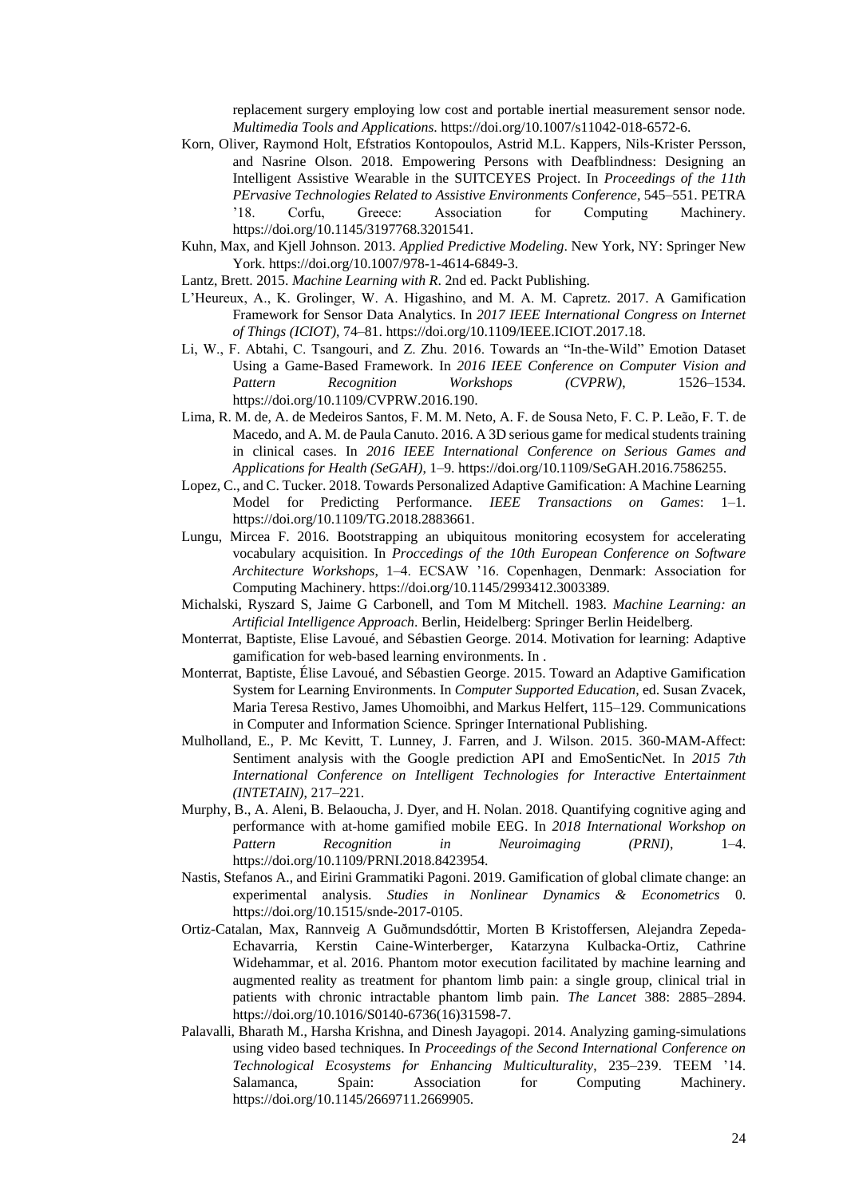replacement surgery employing low cost and portable inertial measurement sensor node. *Multimedia Tools and Applications*. https://doi.org/10.1007/s11042-018-6572-6.

Korn, Oliver, Raymond Holt, Efstratios Kontopoulos, Astrid M.L. Kappers, Nils-Krister Persson, and Nasrine Olson. 2018. Empowering Persons with Deafblindness: Designing an Intelligent Assistive Wearable in the SUITCEYES Project. In *Proceedings of the 11th PErvasive Technologies Related to Assistive Environments Conference*, 545–551. PETRA '18. Corfu, Greece: Association for Computing Machinery. https://doi.org/10.1145/3197768.3201541.

Kuhn, Max, and Kjell Johnson. 2013. *Applied Predictive Modeling*. New York, NY: Springer New York. https://doi.org/10.1007/978-1-4614-6849-3.

Lantz, Brett. 2015. *Machine Learning with R*. 2nd ed. Packt Publishing.

L'Heureux, A., K. Grolinger, W. A. Higashino, and M. A. M. Capretz. 2017. A Gamification Framework for Sensor Data Analytics. In *2017 IEEE International Congress on Internet of Things (ICIOT)*, 74–81. https://doi.org/10.1109/IEEE.ICIOT.2017.18.

Li, W., F. Abtahi, C. Tsangouri, and Z. Zhu. 2016. Towards an "In-the-Wild" Emotion Dataset Using a Game-Based Framework. In *2016 IEEE Conference on Computer Vision and Pattern Recognition Workshops (CVPRW)*, 1526–1534. https://doi.org/10.1109/CVPRW.2016.190.

Lima, R. M. de, A. de Medeiros Santos, F. M. M. Neto, A. F. de Sousa Neto, F. C. P. Leão, F. T. de Macedo, and A. M. de Paula Canuto. 2016. A 3D serious game for medical students training in clinical cases. In *2016 IEEE International Conference on Serious Games and Applications for Health (SeGAH)*, 1–9. https://doi.org/10.1109/SeGAH.2016.7586255.

Lopez, C., and C. Tucker. 2018. Towards Personalized Adaptive Gamification: A Machine Learning Model for Predicting Performance. *IEEE Transactions on Games*: 1–1. https://doi.org/10.1109/TG.2018.2883661.

Lungu, Mircea F. 2016. Bootstrapping an ubiquitous monitoring ecosystem for accelerating vocabulary acquisition. In *Proccedings of the 10th European Conference on Software Architecture Workshops*, 1–4. ECSAW '16. Copenhagen, Denmark: Association for Computing Machinery. https://doi.org/10.1145/2993412.3003389.

Michalski, Ryszard S, Jaime G Carbonell, and Tom M Mitchell. 1983. *Machine Learning: an Artificial Intelligence Approach*. Berlin, Heidelberg: Springer Berlin Heidelberg.

Monterrat, Baptiste, Elise Lavoué, and Sébastien George. 2014. Motivation for learning: Adaptive gamification for web-based learning environments. In .

Monterrat, Baptiste, Élise Lavoué, and Sébastien George. 2015. Toward an Adaptive Gamification System for Learning Environments. In *Computer Supported Education*, ed. Susan Zvacek, Maria Teresa Restivo, James Uhomoibhi, and Markus Helfert, 115–129. Communications in Computer and Information Science. Springer International Publishing.

Mulholland, E., P. Mc Kevitt, T. Lunney, J. Farren, and J. Wilson. 2015. 360-MAM-Affect: Sentiment analysis with the Google prediction API and EmoSenticNet. In *2015 7th International Conference on Intelligent Technologies for Interactive Entertainment (INTETAIN)*, 217–221.

Murphy, B., A. Aleni, B. Belaoucha, J. Dyer, and H. Nolan. 2018. Quantifying cognitive aging and performance with at-home gamified mobile EEG. In *2018 International Workshop on Pattern Recognition in Neuroimaging (PRNI)*, 1–4. https://doi.org/10.1109/PRNI.2018.8423954.

Nastis, Stefanos A., and Eirini Grammatiki Pagoni. 2019. Gamification of global climate change: an experimental analysis. *Studies in Nonlinear Dynamics & Econometrics* 0. https://doi.org/10.1515/snde-2017-0105.

Ortiz-Catalan, Max, Rannveig A Guðmundsdóttir, Morten B Kristoffersen, Alejandra Zepeda-Echavarria, Kerstin Caine-Winterberger, Katarzyna Kulbacka-Ortiz, Cathrine Widehammar, et al. 2016. Phantom motor execution facilitated by machine learning and augmented reality as treatment for phantom limb pain: a single group, clinical trial in patients with chronic intractable phantom limb pain. *The Lancet* 388: 2885–2894. https://doi.org/10.1016/S0140-6736(16)31598-7.

Palavalli, Bharath M., Harsha Krishna, and Dinesh Jayagopi. 2014. Analyzing gaming-simulations using video based techniques. In *Proceedings of the Second International Conference on Technological Ecosystems for Enhancing Multiculturality*, 235–239. TEEM '14. Salamanca, Spain: Association for Computing Machinery. https://doi.org/10.1145/2669711.2669905.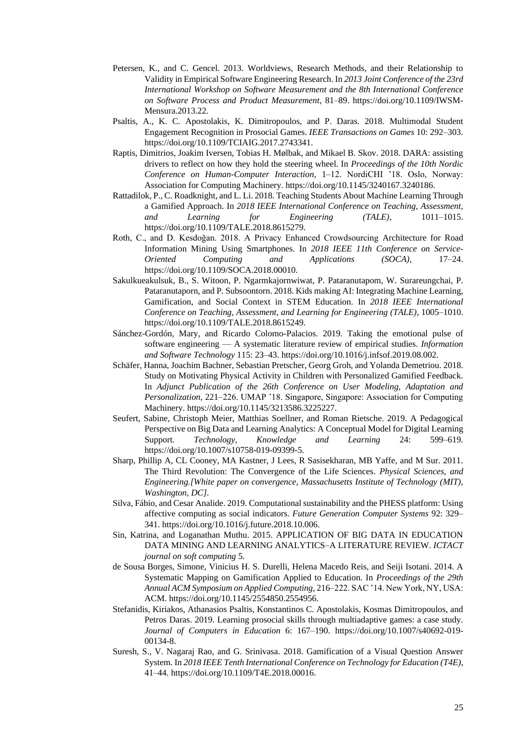Petersen, K., and C. Gencel. 2013. Worldviews, Research Methods, and their Relationship to Validity in Empirical Software Engineering Research. In *2013 Joint Conference of the 23rd International Workshop on Software Measurement and the 8th International Conference on Software Process and Product Measurement*, 81–89. https://doi.org/10.1109/IWSM-Mensura.2013.22.

Psaltis, A., K. C. Apostolakis, K. Dimitropoulos, and P. Daras. 2018. Multimodal Student Engagement Recognition in Prosocial Games. *IEEE Transactions on Games* 10: 292–303. https://doi.org/10.1109/TCIAIG.2017.2743341.

Raptis, Dimitrios, Joakim Iversen, Tobias H. Mølbak, and Mikael B. Skov. 2018. DARA: assisting drivers to reflect on how they hold the steering wheel. In *Proceedings of the 10th Nordic Conference on Human-Computer Interaction*, 1–12. NordiCHI '18. Oslo, Norway: Association for Computing Machinery. https://doi.org/10.1145/3240167.3240186.

Rattadilok, P., C. Roadknight, and L. Li. 2018. Teaching Students About Machine Learning Through a Gamified Approach. In *2018 IEEE International Conference on Teaching, Assessment, and Learning for Engineering (TALE)*, 1011–1015. https://doi.org/10.1109/TALE.2018.8615279.

Roth, C., and D. Kesdoğan. 2018. A Privacy Enhanced Crowdsourcing Architecture for Road Information Mining Using Smartphones. In *2018 IEEE 11th Conference on Service-Oriented Computing and Applications (SOCA)*, 17–24. https://doi.org/10.1109/SOCA.2018.00010.

Sakulkueakulsuk, B., S. Witoon, P. Ngarmkajornwiwat, P. Pataranutapom, W. Surareungchai, P. Pataranutaporn, and P. Subsoontorn. 2018. Kids making AI: Integrating Machine Learning, Gamification, and Social Context in STEM Education. In *2018 IEEE International Conference on Teaching, Assessment, and Learning for Engineering (TALE)*, 1005–1010. https://doi.org/10.1109/TALE.2018.8615249.

Sánchez-Gordón, Mary, and Ricardo Colomo-Palacios. 2019. Taking the emotional pulse of software engineering — A systematic literature review of empirical studies. *Information and Software Technology* 115: 23–43. https://doi.org/10.1016/j.infsof.2019.08.002.

Schäfer, Hanna, Joachim Bachner, Sebastian Pretscher, Georg Groh, and Yolanda Demetriou. 2018. Study on Motivating Physical Activity in Children with Personalized Gamified Feedback. In *Adjunct Publication of the 26th Conference on User Modeling, Adaptation and Personalization*, 221–226. UMAP '18. Singapore, Singapore: Association for Computing Machinery. https://doi.org/10.1145/3213586.3225227.

Seufert, Sabine, Christoph Meier, Matthias Soellner, and Roman Rietsche. 2019. A Pedagogical Perspective on Big Data and Learning Analytics: A Conceptual Model for Digital Learning Support. *Technology, Knowledge and Learning* 24: 599–619. https://doi.org/10.1007/s10758-019-09399-5.

Sharp, Phillip A, CL Cooney, MA Kastner, J Lees, R Sasisekharan, MB Yaffe, and M Sur. 2011. The Third Revolution: The Convergence of the Life Sciences. *Physical Sciences, and Engineering.[White paper on convergence, Massachusetts Institute of Technology (MIT), Washington, DC]*.

Silva, Fábio, and Cesar Analide. 2019. Computational sustainability and the PHESS platform: Using affective computing as social indicators. *Future Generation Computer Systems* 92: 329–341. https://doi.org/10.1016/j.future.2018.10.006.

Sin, Katrina, and Loganathan Muthu. 2015. APPLICATION OF BIG DATA IN EDUCATION DATA MINING AND LEARNING ANALYTICS–A LITERATURE REVIEW. *ICTACT journal on soft computing* 5.

de Sousa Borges, Simone, Vinicius H. S. Durelli, Helena Macedo Reis, and Seiji Isotani. 2014. A Systematic Mapping on Gamification Applied to Education. In *Proceedings of the 29th Annual ACM Symposium on Applied Computing*, 216–222. SAC '14. New York, NY, USA: ACM. https://doi.org/10.1145/2554850.2554956.

Stefanidis, Kiriakos, Athanasios Psaltis, Konstantinos C. Apostolakis, Kosmas Dimitropoulos, and Petros Daras. 2019. Learning prosocial skills through multiadaptive games: a case study. *Journal of Computers in Education* 6: 167–190. https://doi.org/10.1007/s40692-019-00134-8.

Suresh, S., V. Nagaraj Rao, and G. Srinivasa. 2018. Gamification of a Visual Question Answer System. In *2018 IEEE Tenth International Conference on Technology for Education (T4E)*, 41–44. https://doi.org/10.1109/T4E.2018.00016.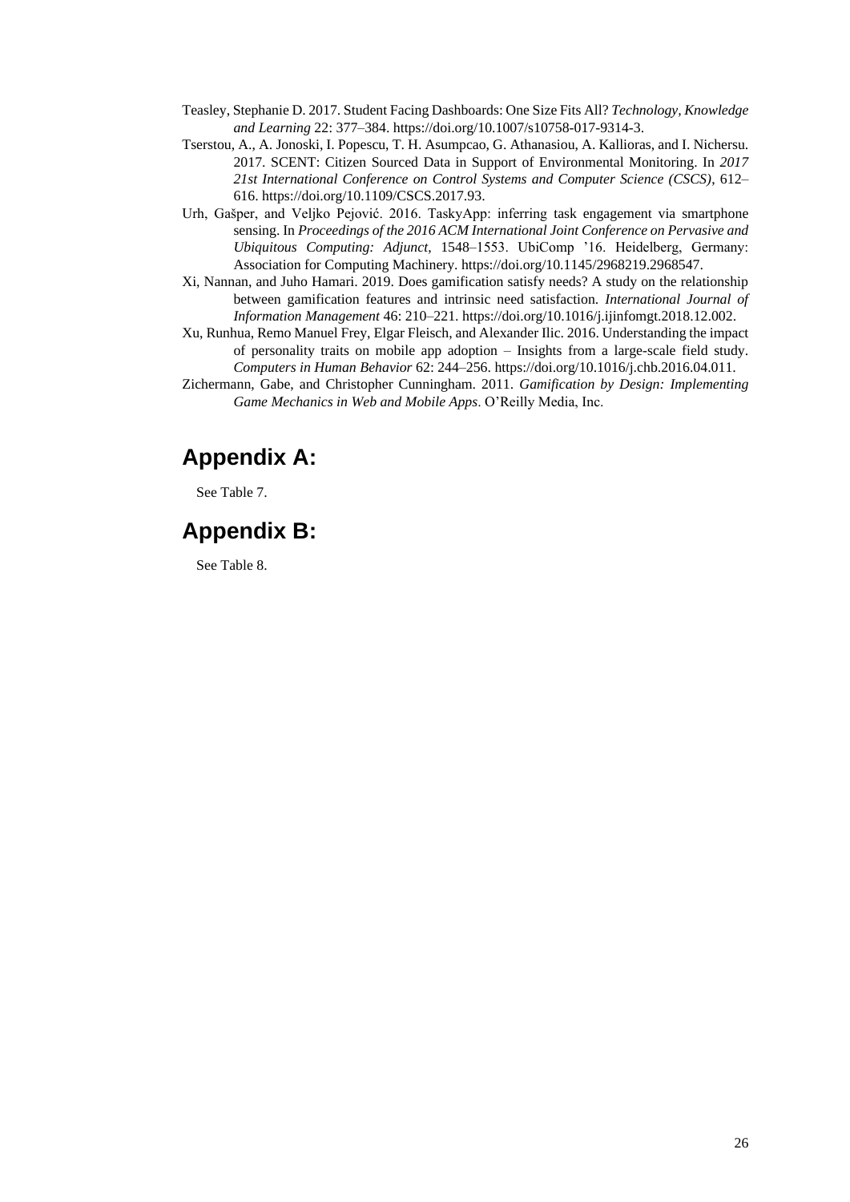Teasley, Stephanie D. 2017. Student Facing Dashboards: One Size Fits All? *Technology, Knowledge and Learning* 22: 377–384. https://doi.org/10.1007/s10758-017-9314-3.

Tserstou, A., A. Jonoski, I. Popescu, T. H. Asumpcao, G. Athanasiou, A. Kallioras, and I. Nichersu. 2017. SCENT: Citizen Sourced Data in Support of Environmental Monitoring. In *2017 21st International Conference on Control Systems and Computer Science (CSCS)*, 612–616. https://doi.org/10.1109/CSCS.2017.93.

Urh, Gašper, and Veljko Pejović. 2016. TaskyApp: inferring task engagement via smartphone sensing. In *Proceedings of the 2016 ACM International Joint Conference on Pervasive and Ubiquitous Computing: Adjunct*, 1548–1553. UbiComp '16. Heidelberg, Germany: Association for Computing Machinery. https://doi.org/10.1145/2968219.2968547.

Xi, Nannan, and Juho Hamari. 2019. Does gamification satisfy needs? A study on the relationship between gamification features and intrinsic need satisfaction. *International Journal of Information Management* 46: 210–221. https://doi.org/10.1016/j.ijinfomgt.2018.12.002.

Xu, Runhua, Remo Manuel Frey, Elgar Fleisch, and Alexander Ilic. 2016. Understanding the impact of personality traits on mobile app adoption – Insights from a large-scale field study. *Computers in Human Behavior* 62: 244–256. https://doi.org/10.1016/j.chb.2016.04.011.

Zichermann, Gabe, and Christopher Cunningham. 2011. *Gamification by Design: Implementing Game Mechanics in Web and Mobile Apps*. O'Reilly Media, Inc.

## Appendix A:

See Table 7.

## Appendix B:

See Table 8.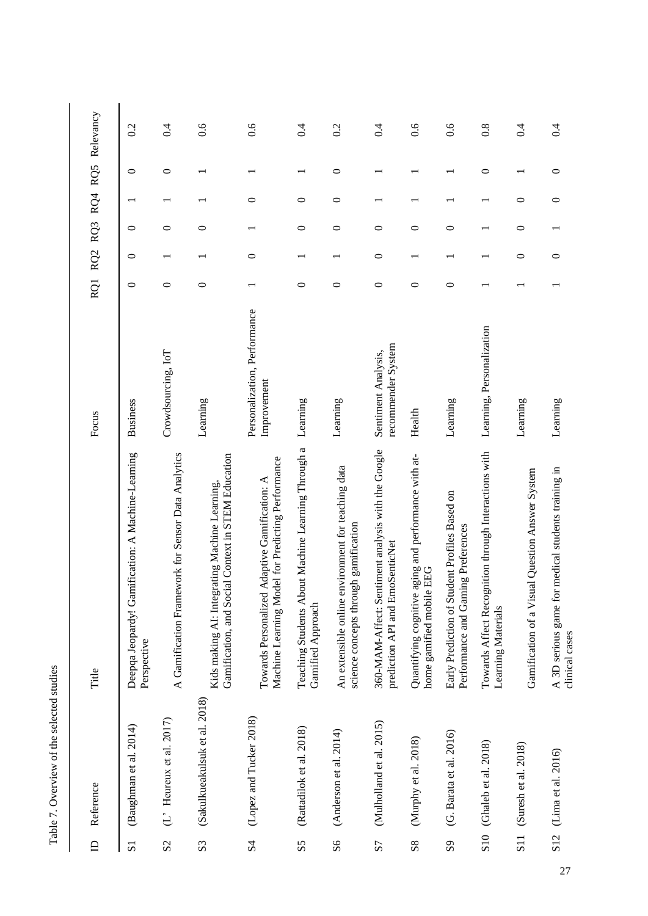Table 7. Overview of the selected studies

| ID | Reference | Title | Focus | RQ1 | RQ2 | RQ3 | RQ4 | RQ5 | Relevancy |
|---|---|---|---|---|---|---|---|---|---|
| S1 | (Baughman et al. 2014) | Deepqa Jeopardy! Gamification: A Machine-Learning Perspective | Business | 0 | 0 | 0 | 1 | 0 | 0.2 |
| S2 | (L' Heureux et al. 2017) | A Gamification Framework for Sensor Data Analytics | Crowdsourcing, IoT | 0 | 1 | 0 | 1 | 0 | 0.4 |
| S3 | (Sakulkueakulsuk et al. 2018) | Kids making AI: Integrating Machine Learning, Gamification, and Social Context in STEM Education | Learning | 0 | 1 | 0 | 1 | 1 | 0.6 |
| S4 | (Lopez and Tucker 2018) | Towards Personalized Adaptive Gamification: A Machine Learning Model for Predicting Performance | Personalization, Performance Improvement | 1 | 0 | 1 | 0 | 1 | 0.6 |
| S5 | (Rattadilok et al. 2018) | Teaching Students About Machine Learning Through a Gamified Approach | Learning | 0 | 1 | 0 | 0 | 1 | 0.4 |
| S6 | (Anderson et al. 2014) | An extensible online environment for teaching data science concepts through gamification | Learning | 0 | 1 | 0 | 0 | 0 | 0.2 |
| S7 | (Mulholland et al. 2015) | 360-MAM-Affect: Sentiment analysis with the Google prediction API and EmoSenticNet | Sentiment Analysis, recommender System | 0 | 0 | 0 | 1 | 1 | 0.4 |
| S8 | (Murphy et al. 2018) | Quantifying cognitive aging and performance with at-home gamified mobile EEG | Health | 0 | 1 | 0 | 1 | 1 | 0.6 |
| S9 | (G. Barata et al. 2016) | Early Prediction of Student Profiles Based on Performance and Gaming Preferences | Learning | 0 | 1 | 0 | 1 | 1 | 0.6 |
| S10 | (Ghaleb et al. 2018) | Towards Affect Recognition through Interactions with Learning Materials | Learning, Personalization | 1 | 1 | 1 | 1 | 0 | 0.8 |
| S11 | (Suresh et al. 2018) | Gamification of a Visual Question Answer System | Learning | 1 | 0 | 0 | 0 | 1 | 0.4 |
| S12 | (Lima et al. 2016) | A 3D serious game for medical students training in clinical cases | Learning | 1 | 0 | 1 | 0 | 0 | 0.4 |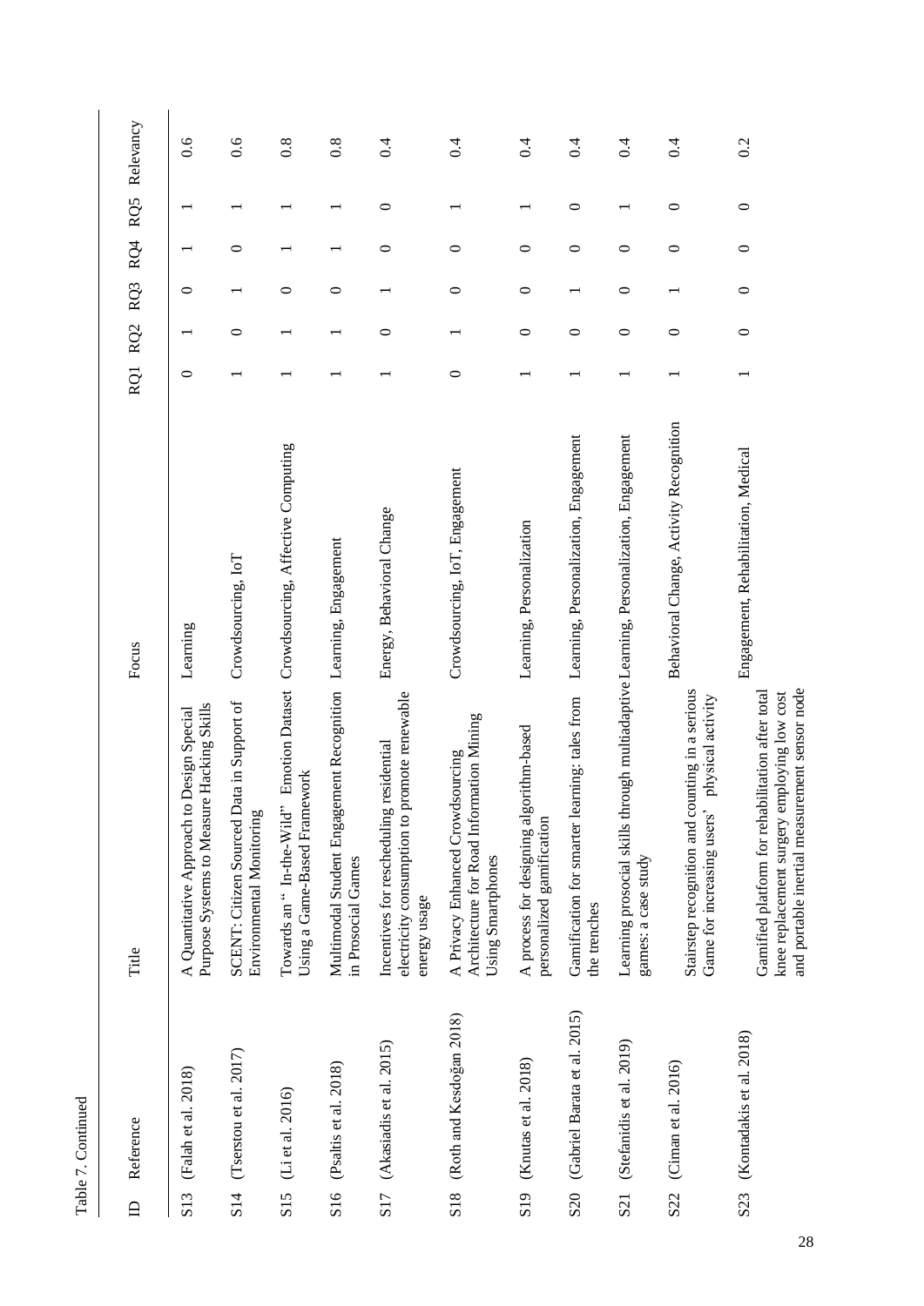Table 7. Continued

| ID | Reference | Title | Focus | RQ1 | RQ2 | RQ3 | RQ4 | RQ5 | Relevancy |
|---|---|---|---|---|---|---|---|---|---|
| S13 | (Falah et al. 2018) | A Quantitative Approach to Design Special Purpose Systems to Measure Hacking Skills | Learning | 0 | 1 | 0 | 1 | 1 | 0.6 |
| S14 | (Tserstou et al. 2017) | SCENT: Citizen Sourced Data in Support of Environmental Monitoring | Crowdsourcing, IoT | 1 | 0 | 1 | 0 | 1 | 0.6 |
| S15 | (Li et al. 2016) | Towards an " In-the-Wild" Emotion Dataset Using a Game-Based Framework | Crowdsourcing, Affective Computing | 1 | 1 | 0 | 1 | 1 | 0.8 |
| S16 | (Psaltis et al. 2018) | Multimodal Student Engagement Recognition in Prosocial Games | Learning, Engagement | 1 | 1 | 0 | 1 | 1 | 0.8 |
| S17 | (Akasiadis et al. 2015) | Incentives for rescheduling residential electricity consumption to promote renewable energy usage | Energy, Behavioral Change | 1 | 0 | 1 | 0 | 0 | 0.4 |
| S18 | (Roth and Kesdoğan 2018) | A Privacy Enhanced Crowdsourcing Architecture for Road Information Mining Using Smartphones | Crowdsourcing, IoT, Engagement | 0 | 1 | 0 | 0 | 1 | 0.4 |
| S19 | (Knutas et al. 2018) | A process for designing algorithm-based personalized gamification | Learning, Personalization | 1 | 0 | 0 | 0 | 1 | 0.4 |
| S20 | (Gabriel Barata et al. 2015) | Gamification for smarter learning: tales from the trenches | Learning, Personalization, Engagement | 1 | 0 | 1 | 0 | 0 | 0.4 |
| S21 | (Stefanidis et al. 2019) | Learning prosocial skills through multiadaptive games: a case study | Learning, Personalization, Engagement | 1 | 0 | 0 | 0 | 1 | 0.4 |
| S22 | (Ciman et al. 2016) | Stairstep recognition and counting in a serious Game for increasing users' physical activity | Behavioral Change, Activity Recognition | 1 | 0 | 1 | 0 | 0 | 0.4 |
| S23 | (Kontadakis et al. 2018) | Gamified platform for rehabilitation after total knee replacement surgery employing low cost and portable inertial measurement sensor node | Engagement, Rehabilitation, Medical | 1 | 0 | 0 | 0 | 0 | 0.2 |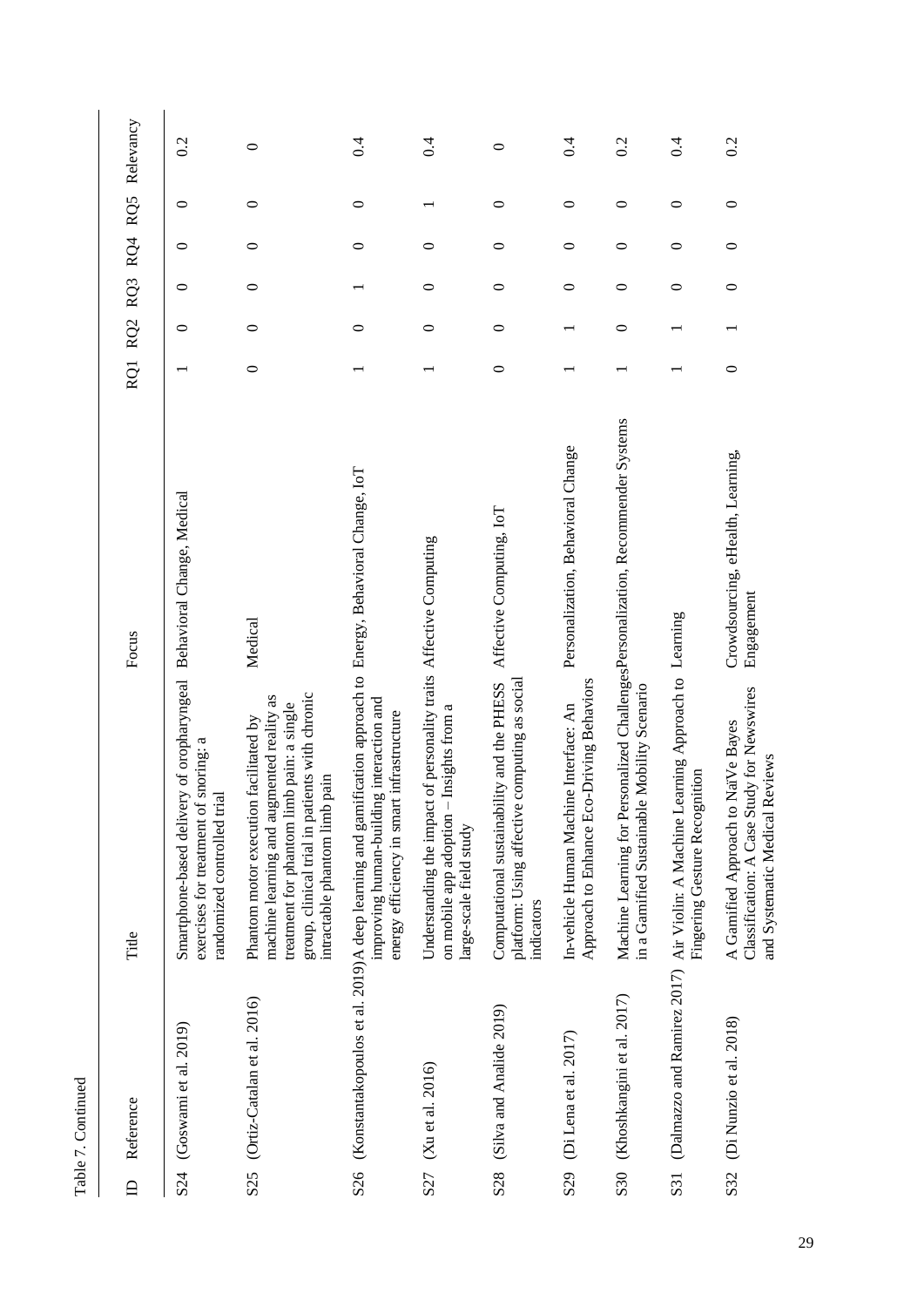Table 7. Continued

| ID | Reference | Title | Focus | RQ1 | RQ2 | RQ3 | RQ4 | RQ5 | Relevancy |
|---|---|---|---|---|---|---|---|---|---|
| S24 | (Goswami et al. 2019) | Smartphone-based delivery of oropharyngeal exercises for treatment of snoring: a randomized controlled trial | Behavioral Change, Medical | 1 | 0 | 0 | 0 | 0 | 0.2 |
| S25 | (Ortiz-Catalan et al. 2016) | Phantom motor execution facilitated by machine learning and augmented reality as treatment for phantom limb pain: a single group, clinical trial in patients with chronic intractable phantom limb pain | Medical | 0 | 0 | 0 | 0 | 0 | 0 |
| S26 | (Konstantakopoulos et al. 2019) | A deep learning and gamification approach to improving human-building interaction and energy efficiency in smart infrastructure | Energy, Behavioral Change, IoT | 1 | 0 | 1 | 0 | 0 | 0.4 |
| S27 | (Xu et al. 2016) | Understanding the impact of personality traits on mobile app adoption – Insights from a large-scale field study | Affective Computing | 1 | 0 | 0 | 0 | 1 | 0.4 |
| S28 | (Silva and Analide 2019) | Computational sustainability and the PHESS platform: Using affective computing as social indicators | Affective Computing, IoT | 0 | 0 | 0 | 0 | 0 | 0 |
| S29 | (Di Lena et al. 2017) | In-vehicle Human Machine Interface: An Approach to Enhance Eco-Driving Behaviors | Personalization, Behavioral Change | 1 | 1 | 0 | 0 | 0 | 0.4 |
| S30 | (Khoshkangini et al. 2017) | Machine Learning for Personalized Challenges in a Gamified Sustainable Mobility Scenario | Personalization, Recommender Systems | 1 | 0 | 0 | 0 | 0 | 0.2 |
| S31 | (Dalmazzo and Ramirez 2017) | Air Violin: A Machine Learning Approach to Fingering Gesture Recognition | Learning | 1 | 1 | 0 | 0 | 0 | 0.4 |
| S32 | (Di Nunzio et al. 2018) | A Gamified Approach to NaïVe Bayes Classification: A Case Study for Newswires and Systematic Medical Reviews | Crowdsourcing, eHealth, Learning, Engagement | 0 | 1 | 0 | 0 | 0 | 0.2 |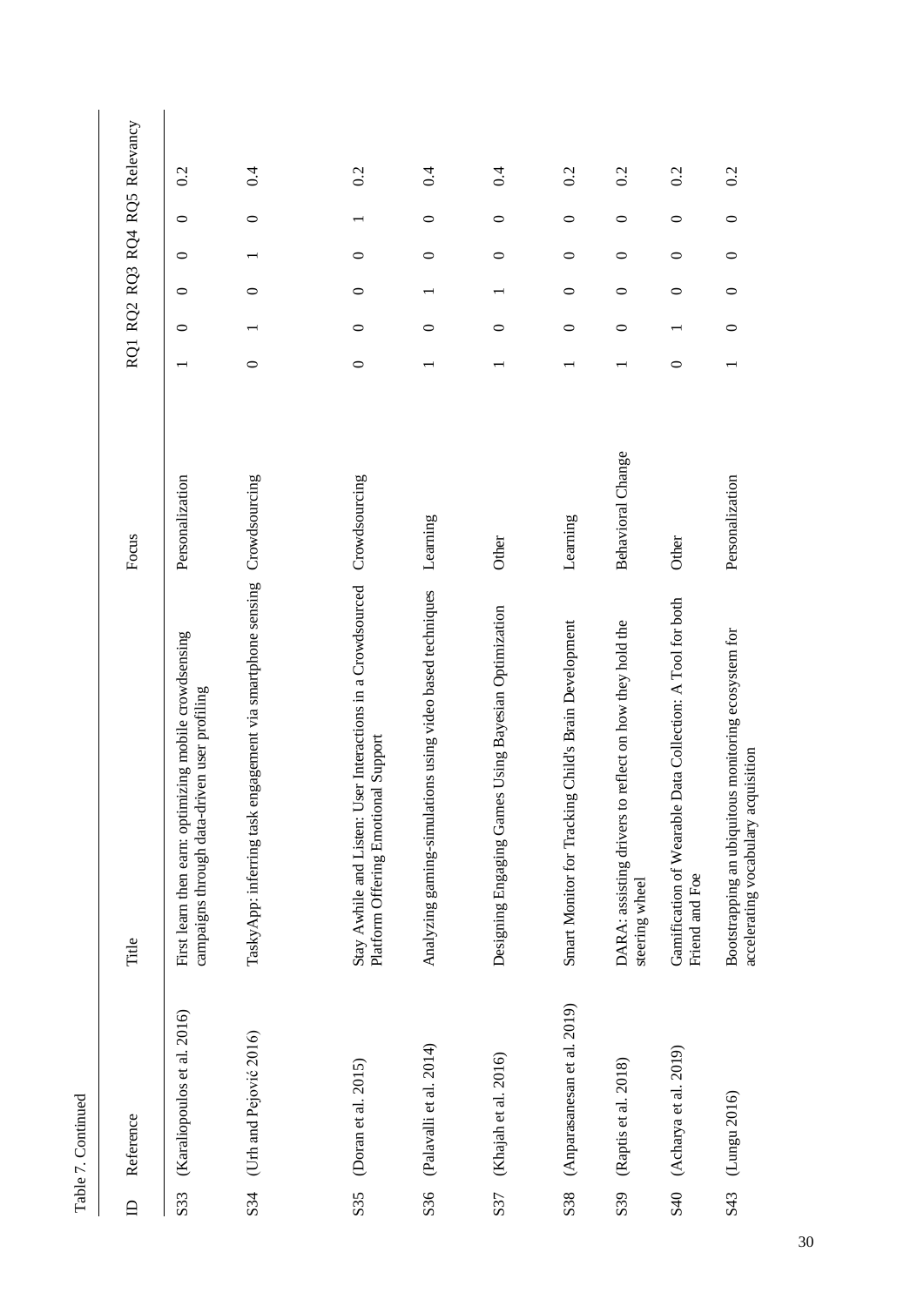Table 7. Continued

| ID | Reference | Title | Focus | RQ1 | RQ2 | RQ3 | RQ4 | RQ5 | Relevancy |
|---|---|---|---|---|---|---|---|---|---|
| S33 | (Karaliopoulos et al. 2016) | First learn then earn: optimizing mobile crowdsensing campaigns through data-driven user profiling | Personalization | 1 | 0 | 0 | 0 | 0 | 0.2 |
| S34 | (Urh and Pejović 2016) | TaskyApp: inferring task engagement via smartphone sensing | Crowdsourcing | 0 | 1 | 0 | 1 | 0 | 0.4 |
| S35 | (Doran et al. 2015) | Stay Awhile and Listen: User Interactions in a Crowdsourced Platform Offering Emotional Support | Crowdsourcing | 0 | 0 | 0 | 0 | 1 | 0.2 |
| S36 | (Palavalli et al. 2014) | Analyzing gaming-simulations using video based techniques | Learning | 1 | 0 | 1 | 0 | 0 | 0.4 |
| S37 | (Khajah et al. 2016) | Designing Engaging Games Using Bayesian Optimization | Other | 1 | 0 | 1 | 0 | 0 | 0.4 |
| S38 | (Anparasanesan et al. 2019) | Smart Monitor for Tracking Child's Brain Development | Learning | 1 | 0 | 0 | 0 | 0 | 0.2 |
| S39 | (Raptis et al. 2018) | DARA: assisting drivers to reflect on how they hold the steering wheel | Behavioral Change | 1 | 0 | 0 | 0 | 0 | 0.2 |
| S40 | (Acharya et al. 2019) | Gamification of Wearable Data Collection: A Tool for both Friend and Foe | Other | 0 | 1 | 0 | 0 | 0 | 0.2 |
| S43 | (Lungu 2016) | Bootstrapping an ubiquitous monitoring ecosystem for accelerating vocabulary acquisition | Personalization | 1 | 0 | 0 | 0 | 0 | 0.2 |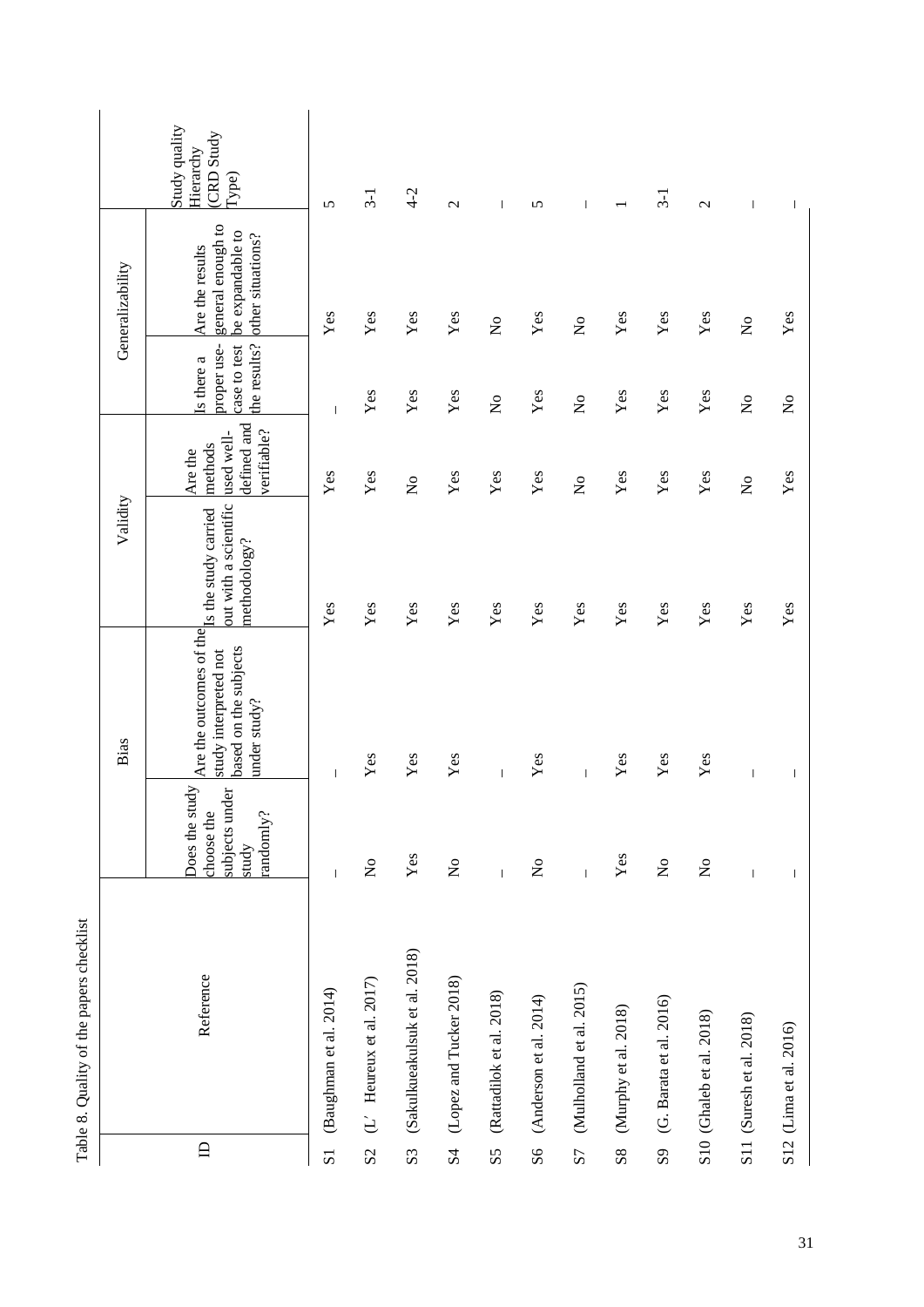Table 8. Quality of the papers checklist

| ID | Reference | Bias | | Validity | | Generalizability | | Study quality Hierarchy (CRD Study Type) |
|---|---|---|---|---|---|---|---|---|
| | | Does the study choose the subjects under study randomly? | Are the outcomes of the study interpreted not based on the subjects under study? | Is the study carried out with a scientific methodology? | Are the methods used well-defined and verifiable? | Is there a proper use-case to test the results? | Are the results general enough to be expandable to other situations? | |
| S1 | (Baughman et al. 2014) | – | – | Yes | Yes | – | Yes | 5 |
| S2 | (L' Heureux et al. 2017) | No | Yes | Yes | Yes | Yes | Yes | 3-1 |
| S3 | (Sakulkueakulsuk et al. 2018) | Yes | Yes | Yes | No | Yes | Yes | 4-2 |
| S4 | (Lopez and Tucker 2018) | No | Yes | Yes | Yes | Yes | Yes | 2 |
| S5 | (Rattadilok et al. 2018) | – | – | Yes | Yes | No | No | – |
| S6 | (Anderson et al. 2014) | No | Yes | Yes | Yes | Yes | Yes | 5 |
| S7 | (Mulholland et al. 2015) | – | – | Yes | No | No | No | – |
| S8 | (Murphy et al. 2018) | Yes | Yes | Yes | Yes | Yes | Yes | 1 |
| S9 | (G. Barata et al. 2016) | No | Yes | Yes | Yes | Yes | Yes | 3-1 |
| S10 | (Ghaleb et al. 2018) | No | Yes | Yes | Yes | Yes | Yes | 2 |
| S11 | (Suresh et al. 2018) | – | – | Yes | No | No | No | – |
| S12 | (Lima et al. 2016) | – | – | Yes | Yes | No | Yes | – |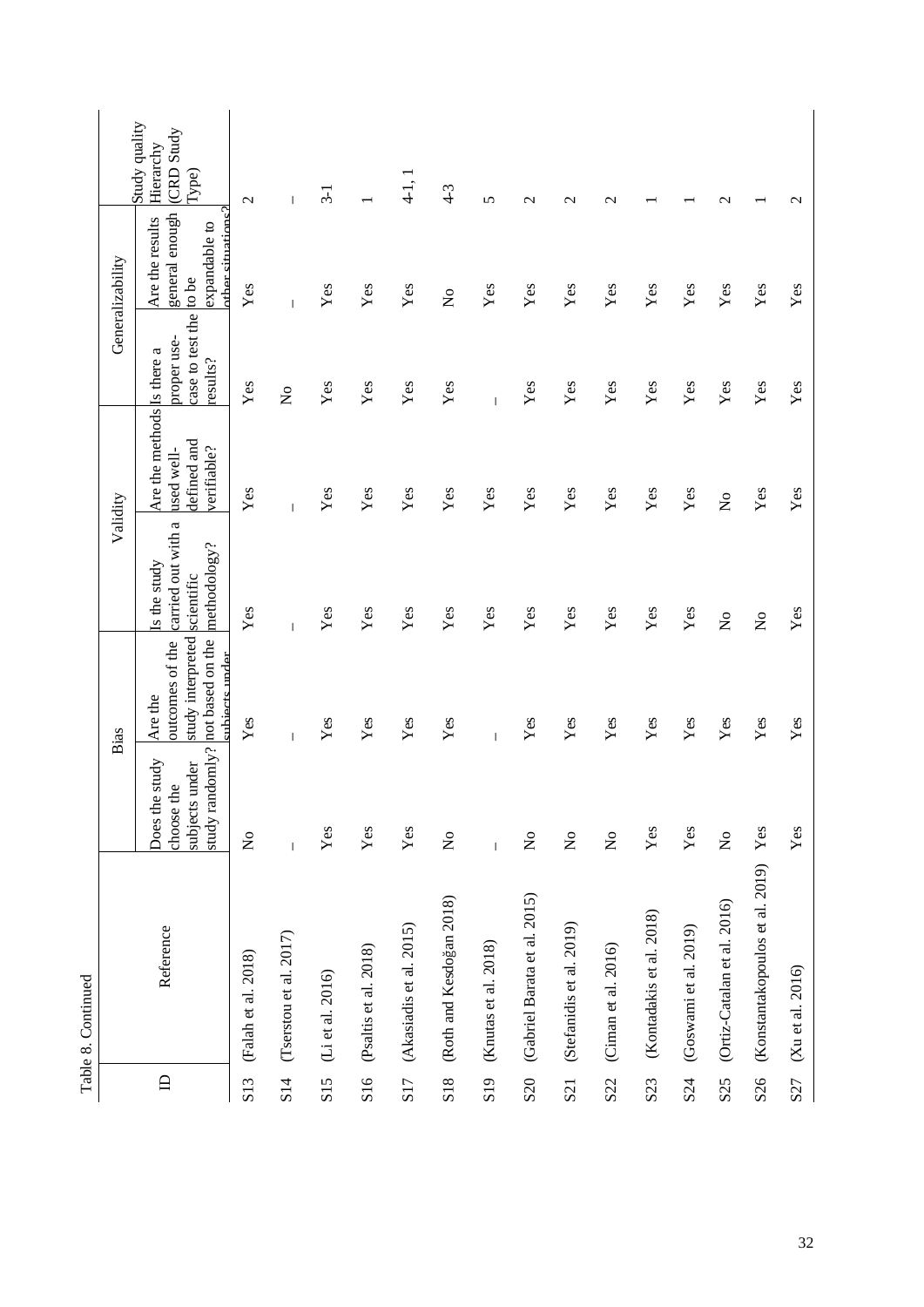Table 8. Continued

| ID | Reference | Bias | | Validity | | Generalizability | | Study quality Hierarchy (CRD Study Type) |
|---|---|---|---|---|---|---|---|---|
| | | Does the study choose the subjects under study randomly? | Are the outcomes of the study interpreted not based on the subjects under | Is the study carried out with a scientific methodology? | Are the methods used well-defined and verifiable? | Is there a proper use-case to test the results? | Are the results general enough to be expandable to other situations? | |
| S13 | (Falah et al. 2018) | No | Yes | Yes | Yes | Yes | Yes | 2 |
| S14 | (Tserstou et al. 2017) | – | – | – | – | No | – | – |
| S15 | (Li et al. 2016) | Yes | Yes | Yes | Yes | Yes | Yes | 3-1 |
| S16 | (Psaltis et al. 2018) | Yes | Yes | Yes | Yes | Yes | Yes | 1 |
| S17 | (Akasiadis et al. 2015) | Yes | Yes | Yes | Yes | Yes | Yes | 4-1, 1 |
| S18 | (Roth and Kesdoğan 2018) | No | Yes | Yes | Yes | Yes | No | 4-3 |
| S19 | (Knutas et al. 2018) | – | – | Yes | Yes | – | Yes | 5 |
| S20 | (Gabriel Barata et al. 2015) | No | Yes | Yes | Yes | Yes | Yes | 2 |
| S21 | (Stefanidis et al. 2019) | No | Yes | Yes | Yes | Yes | Yes | 2 |
| S22 | (Ciman et al. 2016) | No | Yes | Yes | Yes | Yes | Yes | 2 |
| S23 | (Kontadakis et al. 2018) | Yes | Yes | Yes | Yes | Yes | Yes | 1 |
| S24 | (Goswami et al. 2019) | Yes | Yes | Yes | Yes | Yes | Yes | 1 |
| S25 | (Ortiz-Catalan et al. 2016) | No | Yes | No | No | Yes | Yes | 2 |
| S26 | (Konstantakopoulos et al. 2019) | Yes | Yes | No | Yes | Yes | Yes | 1 |
| S27 | (Xu et al. 2016) | Yes | Yes | Yes | Yes | Yes | Yes | 2 |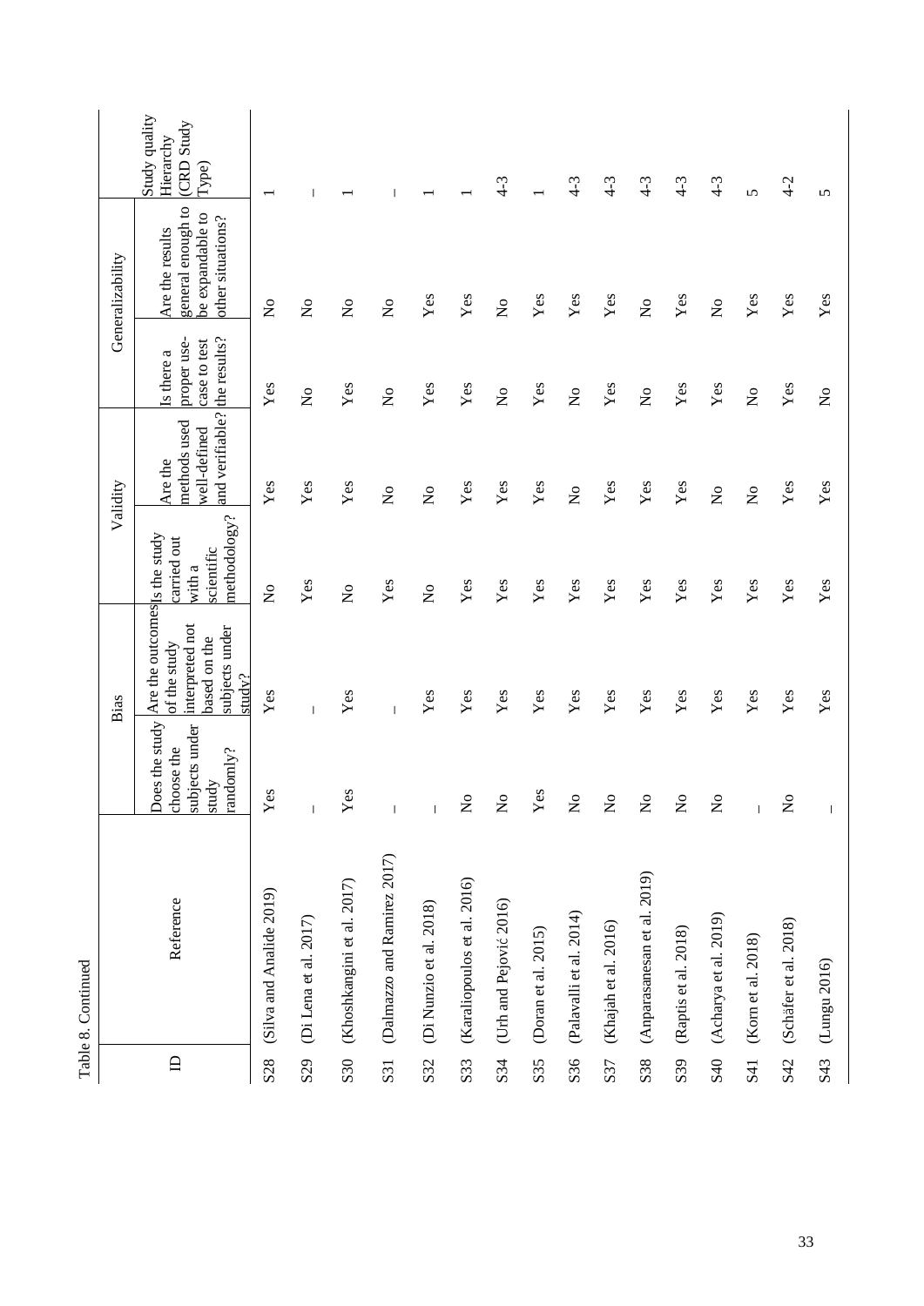Table 8. Continued

| ID | Reference | Bias | | Validity | | Generalizability | | |
|---|---|---|---|---|---|---|---|---|
| | | Does the study choose the subjects under study randomly? | Are the outcomes of the study interpreted not based on the subjects under study? | Is the study carried out with a scientific methodology? | Are the methods used well-defined and verifiable? | Is there a proper use-case to test the results? | Are the results general enough to be expandable to other situations? | Study quality Hierarchy (CRD Study Type) |
| S28 | (Silva and Analide 2019) | Yes | Yes | No | Yes | Yes | No | 1 |
| S29 | (Di Lena et al. 2017) | – | – | Yes | Yes | No | No | – |
| S30 | (Khoshkangini et al. 2017) | Yes | Yes | No | Yes | Yes | No | 1 |
| S31 | (Dalmazzo and Ramirez 2017) | – | – | Yes | No | No | No | – |
| S32 | (Di Nunzio et al. 2018) | – | Yes | No | No | Yes | Yes | 1 |
| S33 | (Karaliopoulos et al. 2016) | No | Yes | Yes | Yes | Yes | Yes | 1 |
| S34 | (Urh and Pejović 2016) | No | Yes | Yes | Yes | No | No | 4-3 |
| S35 | (Doran et al. 2015) | Yes | Yes | Yes | Yes | Yes | Yes | 1 |
| S36 | (Palavalli et al. 2014) | No | Yes | Yes | No | No | Yes | 4-3 |
| S37 | (Khajah et al. 2016) | No | Yes | Yes | Yes | Yes | Yes | 4-3 |
| S38 | (Anparasanesan et al. 2019) | No | Yes | Yes | Yes | No | No | 4-3 |
| S39 | (Raptis et al. 2018) | No | Yes | Yes | Yes | Yes | Yes | 4-3 |
| S40 | (Acharya et al. 2019) | No | Yes | Yes | No | Yes | No | 4-3 |
| S41 | (Korn et al. 2018) | – | Yes | Yes | No | No | Yes | 5 |
| S42 | (Schäfer et al. 2018) | No | Yes | Yes | Yes | Yes | Yes | 4-2 |
| S43 | (Lungu 2016) | – | Yes | Yes | Yes | No | Yes | 5 |